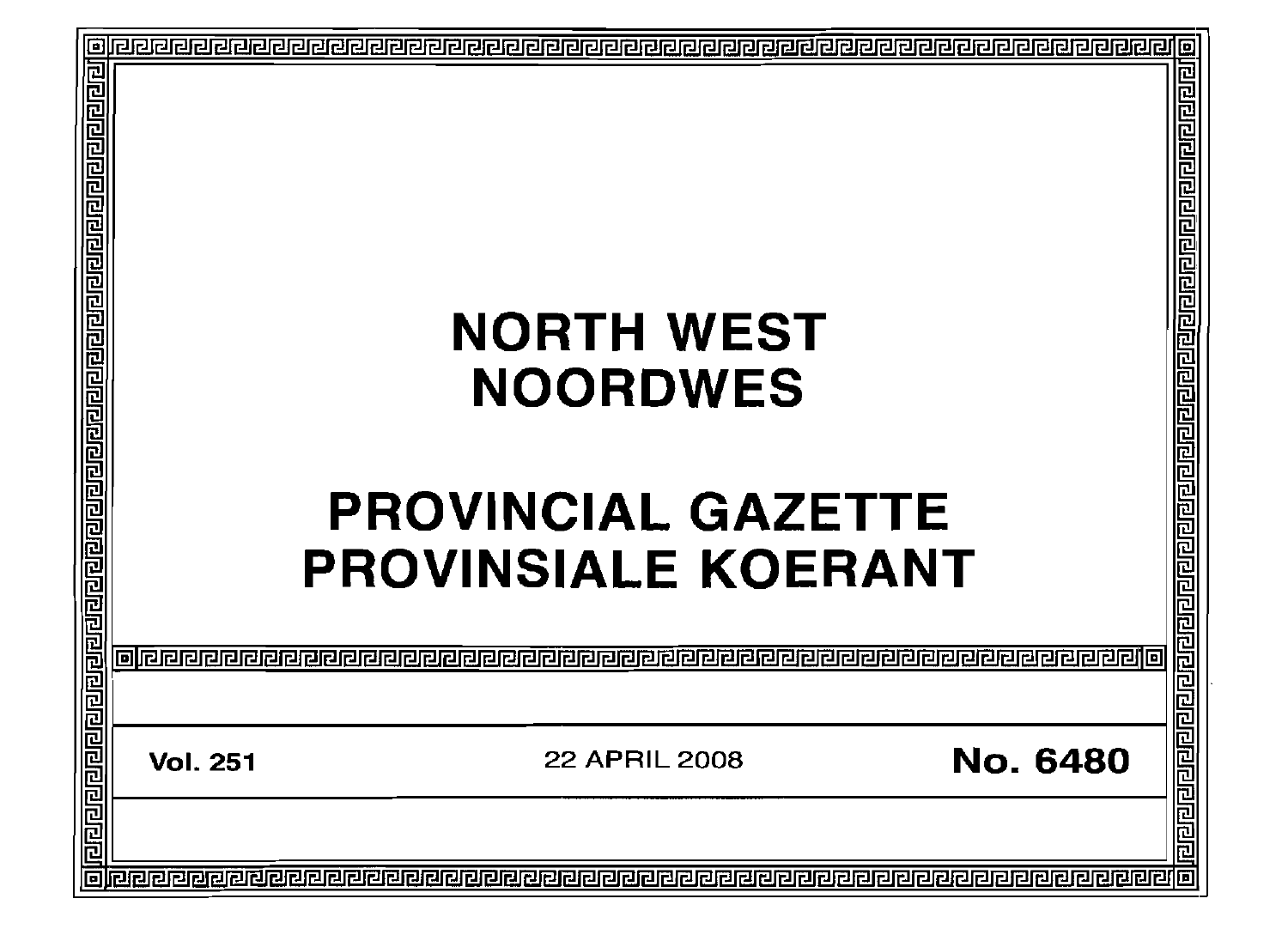# NORTH WEST
# NOORDWES

# PROVINCIAL GAZETTE
# PROVINSIALE KOERANT

**Vol. 251** | 22 APRIL 2008 | **No. 6480**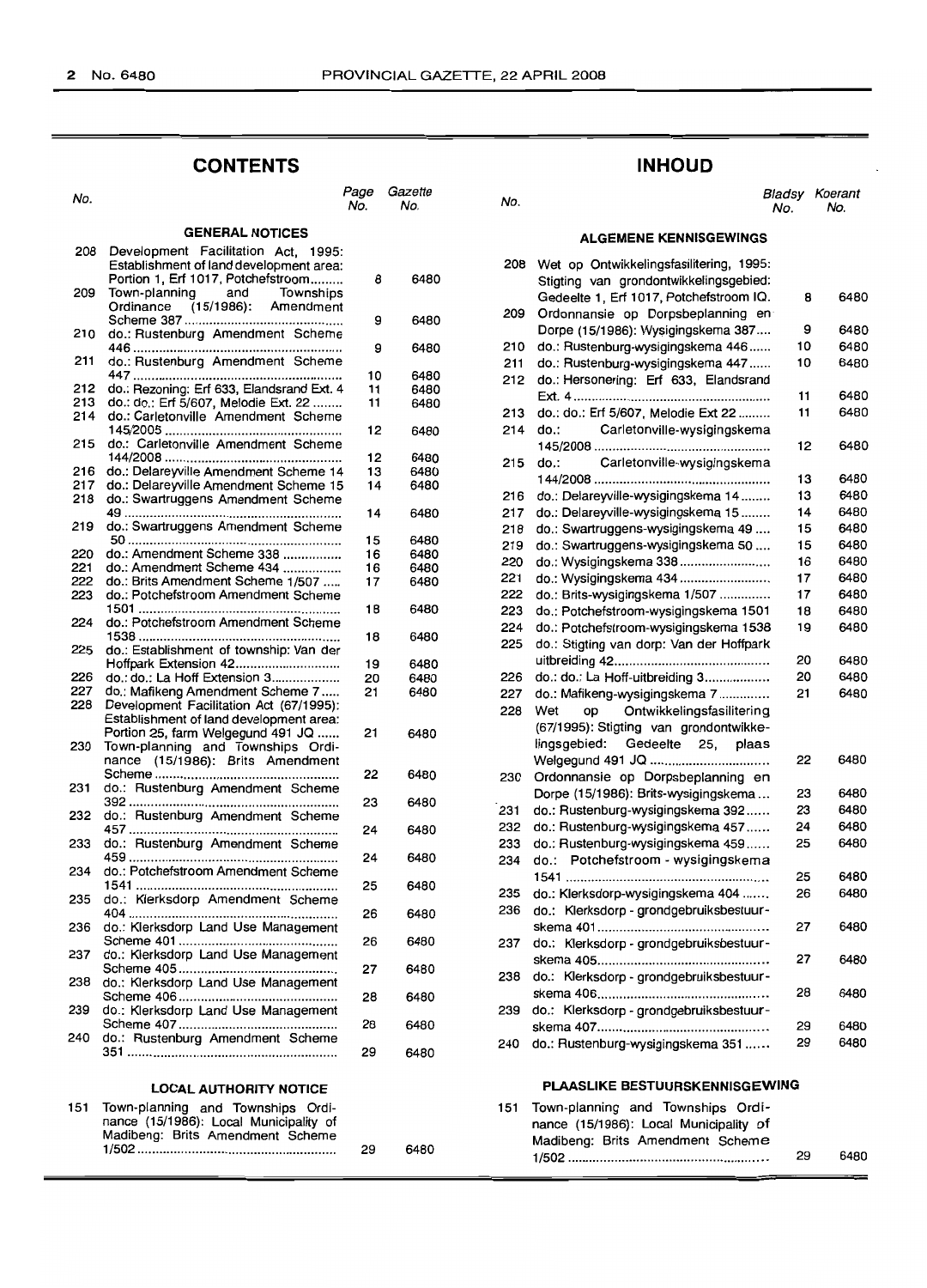## CONTENTS

| No. | | Page No. | Gazette No. |
|---|---|---|---|
| | **GENERAL NOTICES** | | |
| 208 | Development Facilitation Act, 1995: Establishment of land development area: Portion 1, Erf 1017, Potchefstroom | 8 | 6480 |
| 209 | Town-planning and Townships Ordinance (15/1986): Amendment Scheme 387 | 9 | 6480 |
| 210 | do.: Rustenburg Amendment Scheme 446 | 9 | 6480 |
| 211 | do.: Rustenburg Amendment Scheme 447 | 10 | 6480 |
| 212 | do.: Rezoning: Erf 633, Elandsrand Ext. 4 | 11 | 6480 |
| 213 | do.: do.: Erf 5/607, Melodie Ext. 22 | 11 | 6480 |
| 214 | do.: Carletonville Amendment Scheme 145/2005 | 12 | 6480 |
| 215 | do.: Carletonville Amendment Scheme 144/2008 | 12 | 6480 |
| 216 | do.: Delareyville Amendment Scheme 14 | 13 | 6480 |
| 217 | do.: Delareyville Amendment Scheme 15 | 14 | 6480 |
| 218 | do.: Swartruggens Amendment Scheme 49 | 14 | 6480 |
| 219 | do.: Swartruggens Amendment Scheme 50 | 15 | 6480 |
| 220 | do.: Amendment Scheme 338 | 16 | 6480 |
| 221 | do.: Amendment Scheme 434 | 16 | 6480 |
| 222 | do.: Brits Amendment Scheme 1/507 | 17 | 6480 |
| 223 | do.: Potchefstroom Amendment Scheme 1501 | 18 | 6480 |
| 224 | do.: Potchefstroom Amendment Scheme 1538 | 18 | 6480 |
| 225 | do.: Establishment of township: Van der Hoffpark Extension 42 | 19 | 6480 |
| 226 | do.: do.: La Hoff Extension 3 | 20 | 6480 |
| 227 | do.: Mafikeng Amendment Scheme 7 | 21 | 6480 |
| 228 | Development Facilitation Act (67/1995): Establishment of land development area: Portion 25, farm Welgegund 491 JQ | 21 | 6480 |
| 230 | Town-planning and Townships Ordinance (15/1986): Brits Amendment Scheme | 22 | 6480 |
| 231 | do.: Rustenburg Amendment Scheme 392 | 23 | 6480 |
| 232 | do.: Rustenburg Amendment Scheme 457 | 24 | 6480 |
| 233 | do.: Rustenburg Amendment Scheme 459 | 24 | 6480 |
| 234 | do.: Potchefstroom Amendment Scheme 1541 | 25 | 6480 |
| 235 | do.: Klerksdorp Amendment Scheme 404 | 26 | 6480 |
| 236 | do.: Klerksdorp Land Use Management Scheme 401 | 26 | 6480 |
| 237 | do.: Klerksdorp Land Use Management Scheme 405 | 27 | 6480 |
| 238 | do.: Klerksdorp Land Use Management Scheme 406 | 28 | 6480 |
| 239 | do.: Klerksdorp Land Use Management Scheme 407 | 28 | 6480 |
| 240 | do.: Rustenburg Amendment Scheme 351 | 29 | 6480 |
| | **LOCAL AUTHORITY NOTICE** | | |
| 151 | Town-planning and Townships Ordinance (15/1986): Local Municipality of Madibeng: Brits Amendment Scheme 1/502 | 29 | 6480 |

## INHOUD

| No. | | Bladsy No. | Koerant No. |
|---|---|---|---|
| | **ALGEMENE KENNISGEWINGS** | | |
| 208 | Wet op Ontwikkelingsfasilitering, 1995: Stigting van grondontwikkelingsgebied: Gedeelte 1, Erf 1017, Potchefstroom IQ. | 8 | 6480 |
| 209 | Ordonnansie op Dorpsbeplanning en Dorpe (15/1986): Wysigingskema 387 | 9 | 6480 |
| 210 | do.: Rustenburg-wysigingskema 446 | 10 | 6480 |
| 211 | do.: Rustenburg-wysigingskema 447 | 10 | 6480 |
| 212 | do.: Hersonering: Erf 633, Elandsrand Ext. 4 | 11 | 6480 |
| 213 | do.: do.: Erf 5/607, Melodie Ext 22 | 11 | 6480 |
| 214 | do.: Carletonville-wysigingskema 145/2008 | 12 | 6480 |
| 215 | do.: Carletonville-wysigingskema 144/2008 | 13 | 6480 |
| 216 | do.: Delareyville-wysigingskema 14 | 13 | 6480 |
| 217 | do.: Delareyville-wysigingskema 15 | 14 | 6480 |
| 218 | do.: Swartruggens-wysigingskema 49 | 15 | 6480 |
| 219 | do.: Swartruggens-wysigingskema 50 | 15 | 6480 |
| 220 | do.: Wysigingskema 338 | 16 | 6480 |
| 221 | do.: Wysigingskema 434 | 17 | 6480 |
| 222 | do.: Brits-wysigingskema 1/507 | 17 | 6480 |
| 223 | do.: Potchefstroom-wysigingskema 1501 | 18 | 6480 |
| 224 | do.: Potchefstroom-wysigingskema 1538 | 19 | 6480 |
| 225 | do.: Stigting van dorp: Van der Hoffpark uitbreiding 42 | 20 | 6480 |
| 226 | do.: do.: La Hoff-uitbreiding 3 | 20 | 6480 |
| 227 | do.: Mafikeng-wysigingskema 7 | 21 | 6480 |
| 228 | Wet op Ontwikkelingsfasilitering (67/1995): Stigting van grondontwikkelingsgebied: Gedeelte 25, plaas Welgegund 491 JQ | 22 | 6480 |
| 230 | Ordonnansie op Dorpsbeplanning en Dorpe (15/1986): Brits-wysigingskema | 23 | 6480 |
| 231 | do.: Rustenburg-wysigingskema 392 | 23 | 6480 |
| 232 | do.: Rustenburg-wysigingskema 457 | 24 | 6480 |
| 233 | do.: Rustenburg-wysigingskema 459 | 25 | 6480 |
| 234 | do.: Potchefstroom - wysigingskema 1541 | 25 | 6480 |
| 235 | do.: Klerksdorp-wysigingskema 404 | 26 | 6480 |
| 236 | do.: Klerksdorp - grondgebruiksbestuurskema 401 | 27 | 6480 |
| 237 | do.: Klerksdorp - grondgebruiksbestuurskema 405 | 27 | 6480 |
| 238 | do.: Klerksdorp - grondgebruiksbestuurskema 406 | 28 | 6480 |
| 239 | do.: Klerksdorp - grondgebruiksbestuurskema 407 | 29 | 6480 |
| 240 | do.: Rustenburg-wysigingskema 351 | 29 | 6480 |
| | **PLAASLIKE BESTUURSKENNISGEWING** | | |
| 151 | Town-planning and Townships Ordinance (15/1986): Local Municipality of Madibeng: Brits Amendment Scheme 1/502 | 29 | 6480 |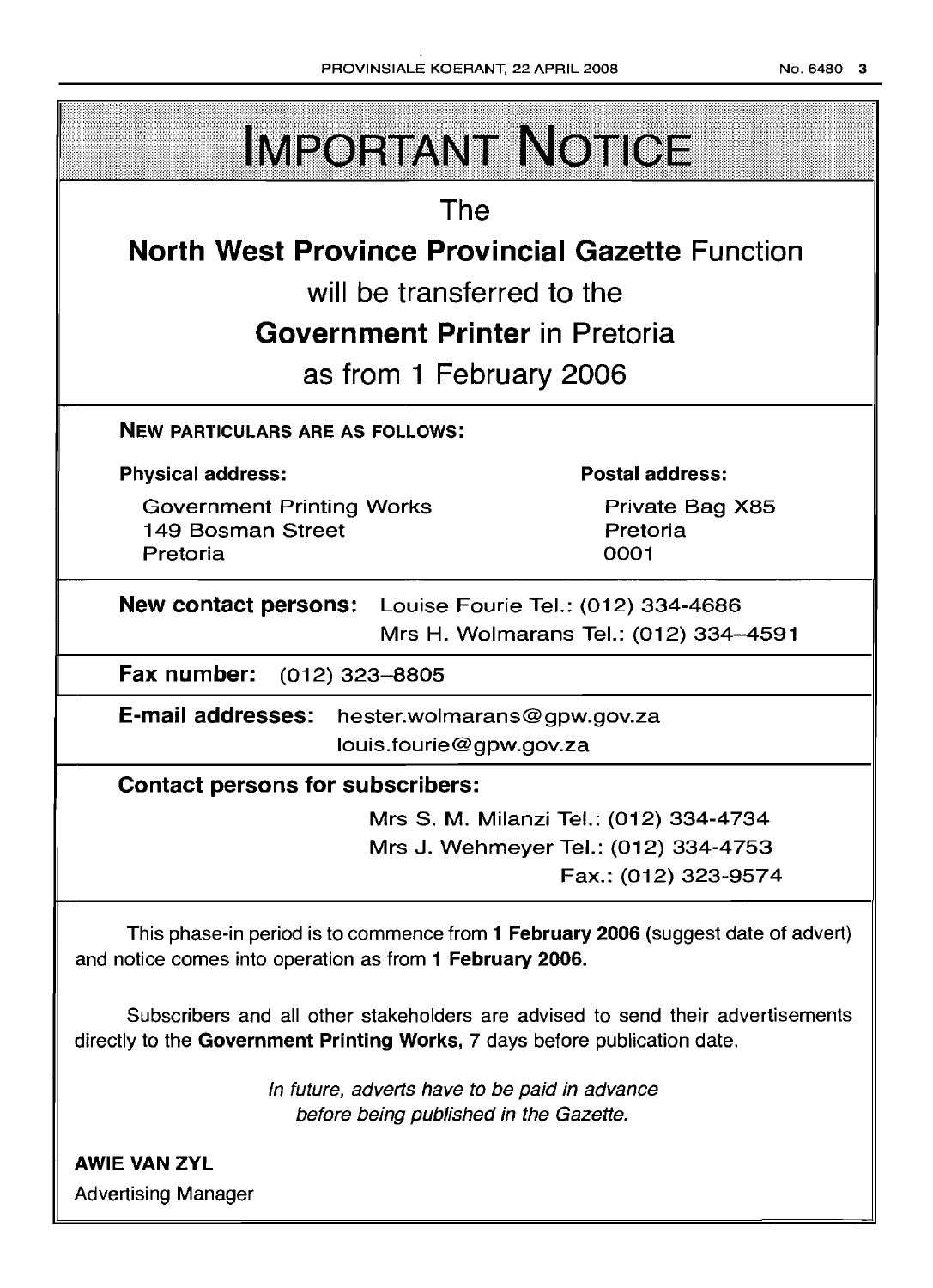# IMPORTANT NOTICE

The

**North West Province Provincial Gazette** Function

will be transferred to the

**Government Printer** in Pretoria

as from 1 February 2006

**NEW PARTICULARS ARE AS FOLLOWS:**

| **Physical address:** | **Postal address:** |
|---|---|
| Government Printing Works<br>149 Bosman Street<br>Pretoria | Private Bag X85<br>Pretoria<br>0001 |

**New contact persons:** Louise Fourie Tel.: (012) 334-4686
Mrs H. Wolmarans Tel.: (012) 334–4591

**Fax number:** (012) 323–8805

**E-mail addresses:** hester.wolmarans@gpw.gov.za
louis.fourie@gpw.gov.za

**Contact persons for subscribers:**

Mrs S. M. Milanzi Tel.: (012) 334-4734
Mrs J. Wehmeyer Tel.: (012) 334-4753
Fax.: (012) 323-9574

This phase-in period is to commence from **1 February 2006** (suggest date of advert) and notice comes into operation as from **1 February 2006.**

Subscribers and all other stakeholders are advised to send their advertisements directly to the **Government Printing Works,** 7 days before publication date.

*In future, adverts have to be paid in advance before being published in the Gazette.*

**AWIE VAN ZYL**
Advertising Manager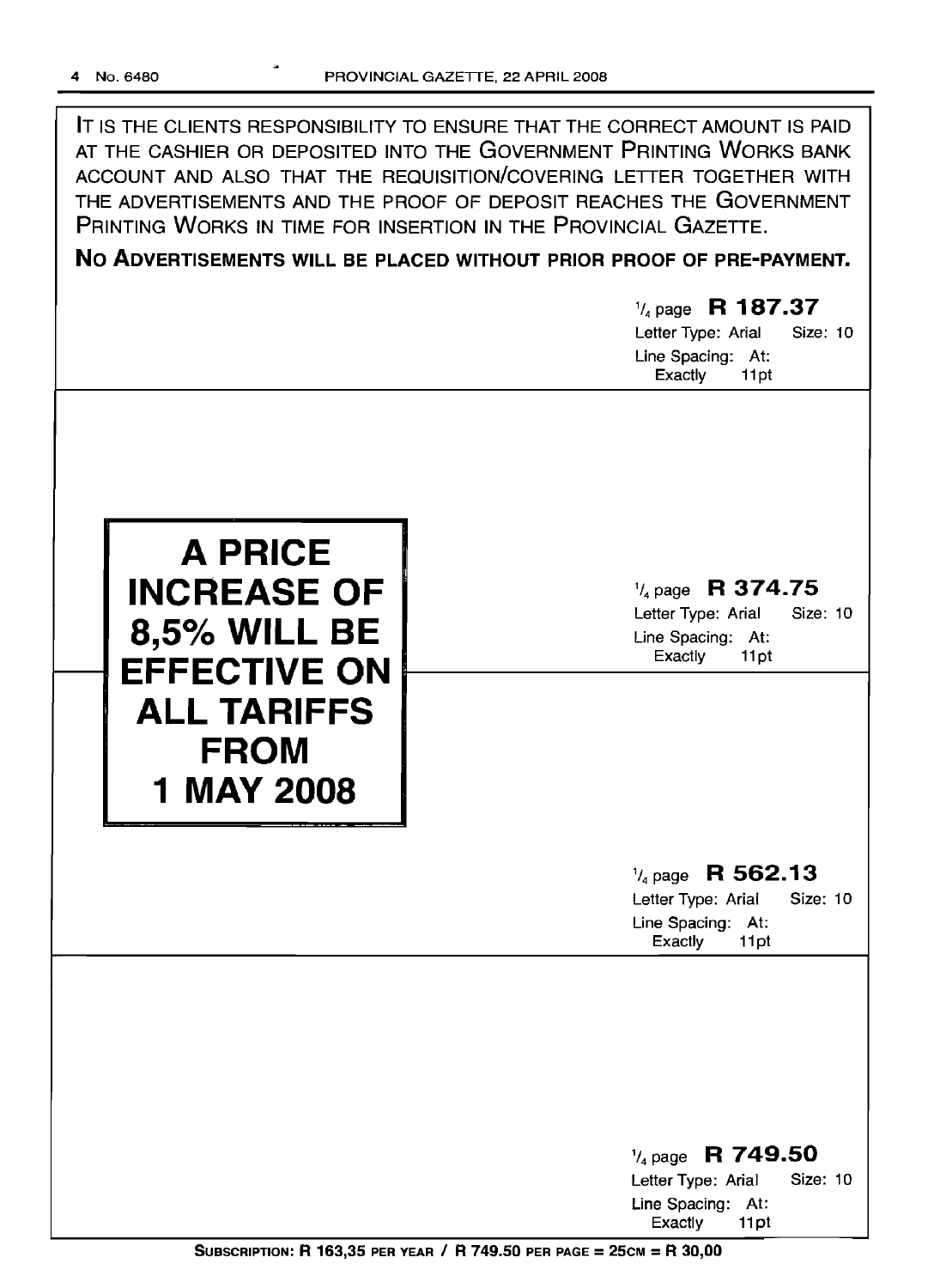IT IS THE CLIENTS RESPONSIBILITY TO ENSURE THAT THE CORRECT AMOUNT IS PAID AT THE CASHIER OR DEPOSITED INTO THE GOVERNMENT PRINTING WORKS BANK ACCOUNT AND ALSO THAT THE REQUISITION/COVERING LETTER TOGETHER WITH THE ADVERTISEMENTS AND THE PROOF OF DEPOSIT REACHES THE GOVERNMENT PRINTING WORKS IN TIME FOR INSERTION IN THE PROVINCIAL GAZETTE.

**NO ADVERTISEMENTS WILL BE PLACED WITHOUT PRIOR PROOF OF PRE-PAYMENT.**

1/4 page **R 187.37**
Letter Type: Arial Size: 10
Line Spacing: At: Exactly 11pt

**A PRICE INCREASE OF 8,5% WILL BE EFFECTIVE ON ALL TARIFFS FROM 1 MAY 2008**

1/4 page **R 374.75**
Letter Type: Arial Size: 10
Line Spacing: At: Exactly 11pt

1/4 page **R 562.13**
Letter Type: Arial Size: 10
Line Spacing: At: Exactly 11pt

1/4 page **R 749.50**
Letter Type: Arial Size: 10
Line Spacing: At: Exactly 11pt

**SUBSCRIPTION: R 163,35 PER YEAR / R 749.50 PER PAGE = 25CM = R 30,00**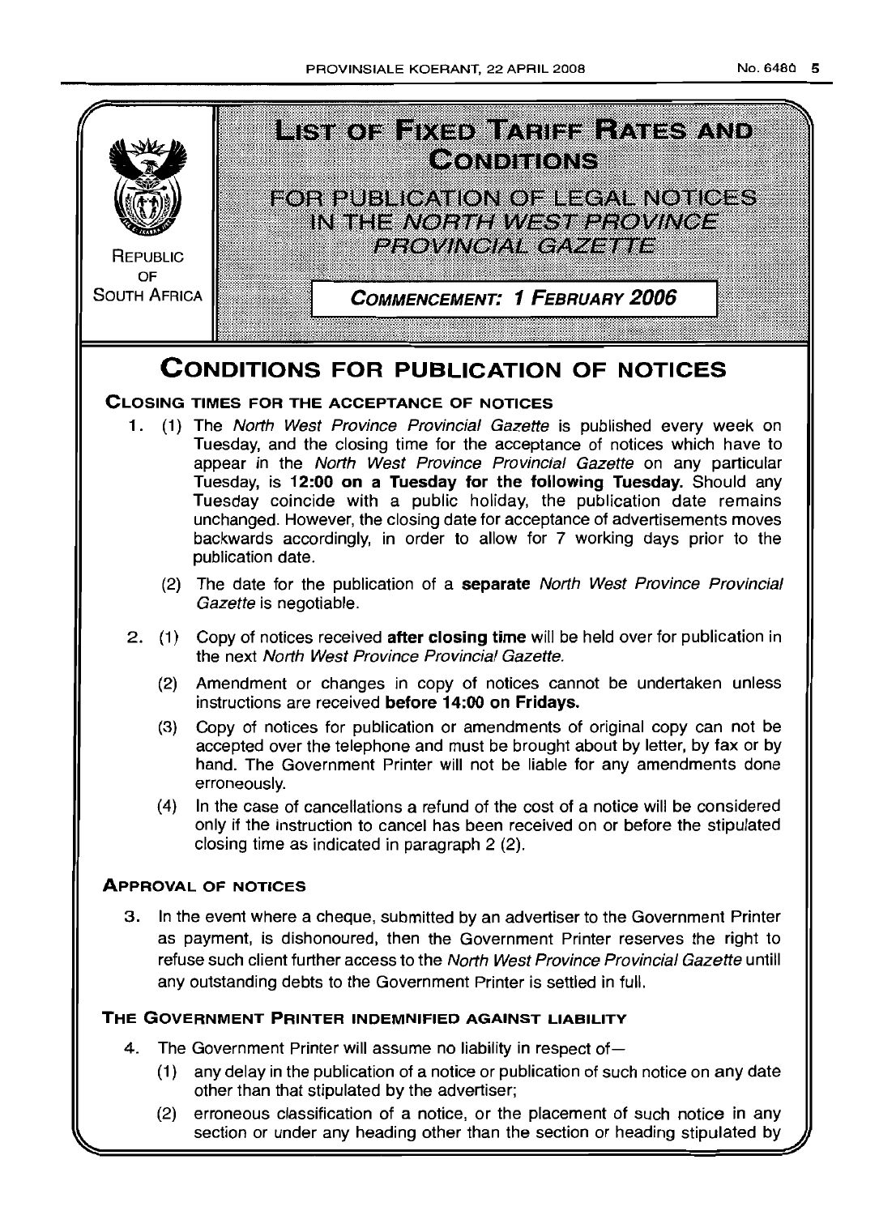**REPUBLIC OF SOUTH AFRICA**

# LIST OF FIXED TARIFF RATES AND CONDITIONS

## FOR PUBLICATION OF LEGAL NOTICES IN THE *NORTH WEST PROVINCE PROVINCIAL GAZETTE*

**COMMENCEMENT: 1 FEBRUARY 2006**

# CONDITIONS FOR PUBLICATION OF NOTICES

## CLOSING TIMES FOR THE ACCEPTANCE OF NOTICES

1. (1) The *North West Province Provincial Gazette* is published every week on Tuesday, and the closing time for the acceptance of notices which have to appear in the *North West Province Provincial Gazette* on any particular Tuesday, is **12:00 on a Tuesday for the following Tuesday.** Should any Tuesday coincide with a public holiday, the publication date remains unchanged. However, the closing date for acceptance of advertisements moves backwards accordingly, in order to allow for 7 working days prior to the publication date.

   (2) The date for the publication of a **separate** *North West Province Provincial Gazette* is negotiable.

2. (1) Copy of notices received **after closing time** will be held over for publication in the next *North West Province Provincial Gazette.*

   (2) Amendment or changes in copy of notices cannot be undertaken unless instructions are received **before 14:00 on Fridays.**

   (3) Copy of notices for publication or amendments of original copy can not be accepted over the telephone and must be brought about by letter, by fax or by hand. The Government Printer will not be liable for any amendments done erroneously.

   (4) In the case of cancellations a refund of the cost of a notice will be considered only if the instruction to cancel has been received on or before the stipulated closing time as indicated in paragraph 2 (2).

## APPROVAL OF NOTICES

3. In the event where a cheque, submitted by an advertiser to the Government Printer as payment, is dishonoured, then the Government Printer reserves the right to refuse such client further access to the *North West Province Provincial Gazette* untill any outstanding debts to the Government Printer is settled in full.

## THE GOVERNMENT PRINTER INDEMNIFIED AGAINST LIABILITY

4. The Government Printer will assume no liability in respect of—

   (1) any delay in the publication of a notice or publication of such notice on any date other than that stipulated by the advertiser;

   (2) erroneous classification of a notice, or the placement of such notice in any section or under any heading other than the section or heading stipulated by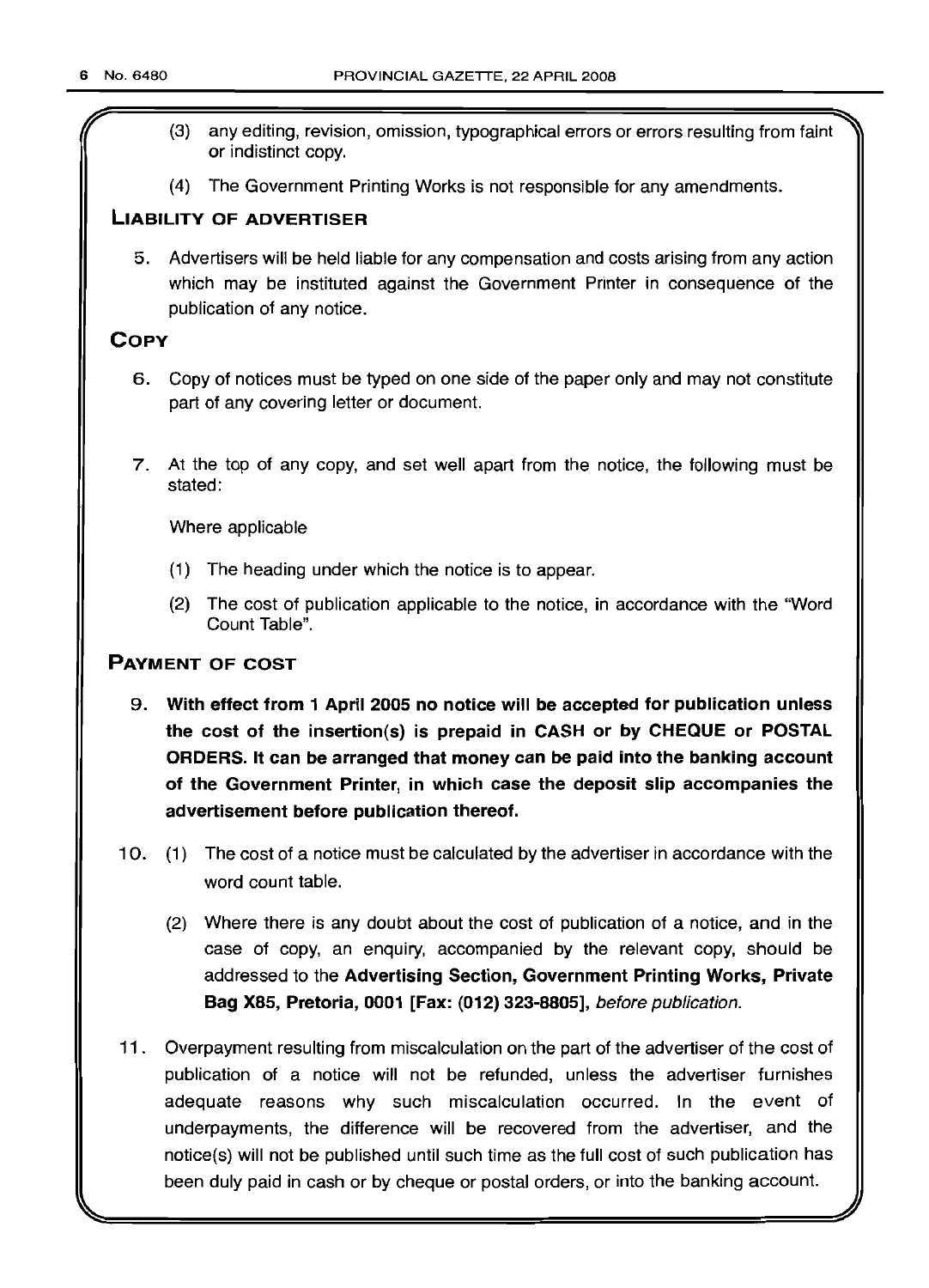(3) any editing, revision, omission, typographical errors or errors resulting from faint or indistinct copy.

(4) The Government Printing Works is not responsible for any amendments.

## LIABILITY OF ADVERTISER

5. Advertisers will be held liable for any compensation and costs arising from any action which may be instituted against the Government Printer in consequence of the publication of any notice.

## COPY

6. Copy of notices must be typed on one side of the paper only and may not constitute part of any covering letter or document.

7. At the top of any copy, and set well apart from the notice, the following must be stated:

   Where applicable

   (1) The heading under which the notice is to appear.

   (2) The cost of publication applicable to the notice, in accordance with the "Word Count Table".

## PAYMENT OF COST

9. **With effect from 1 April 2005 no notice will be accepted for publication unless the cost of the insertion(s) is prepaid in CASH or by CHEQUE or POSTAL ORDERS. It can be arranged that money can be paid into the banking account of the Government Printer, in which case the deposit slip accompanies the advertisement before publication thereof.**

10. (1) The cost of a notice must be calculated by the advertiser in accordance with the word count table.

    (2) Where there is any doubt about the cost of publication of a notice, and in the case of copy, an enquiry, accompanied by the relevant copy, should be addressed to the **Advertising Section, Government Printing Works, Private Bag X85, Pretoria, 0001 [Fax: (012) 323-8805],** *before publication.*

11. Overpayment resulting from miscalculation on the part of the advertiser of the cost of publication of a notice will not be refunded, unless the advertiser furnishes adequate reasons why such miscalculation occurred. In the event of underpayments, the difference will be recovered from the advertiser, and the notice(s) will not be published until such time as the full cost of such publication has been duly paid in cash or by cheque or postal orders, or into the banking account.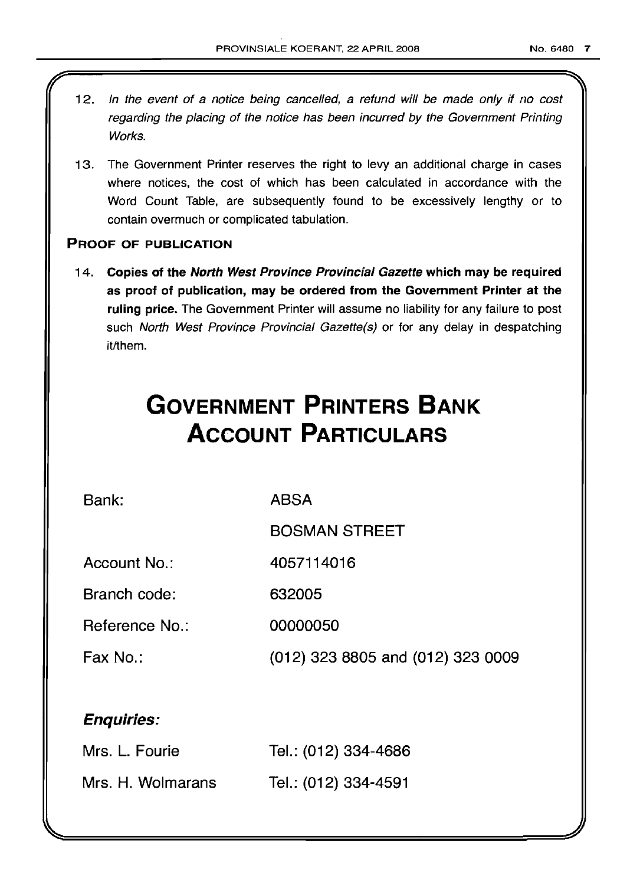12. *In the event of a notice being cancelled, a refund will be made only if no cost regarding the placing of the notice has been incurred by the Government Printing Works.*

13. The Government Printer reserves the right to levy an additional charge in cases where notices, the cost of which has been calculated in accordance with the Word Count Table, are subsequently found to be excessively lengthy or to contain overmuch or complicated tabulation.

### PROOF OF PUBLICATION

14. **Copies of the *North West Province Provincial Gazette* which may be required as proof of publication, may be ordered from the Government Printer at the ruling price.** The Government Printer will assume no liability for any failure to post such *North West Province Provincial Gazette(s)* or for any delay in despatching it/them.

# GOVERNMENT PRINTERS BANK ACCOUNT PARTICULARS

| | |
|---|---|
| Bank: | ABSA |
| | BOSMAN STREET |
| Account No.: | 4057114016 |
| Branch code: | 632005 |
| Reference No.: | 00000050 |
| Fax No.: | (012) 323 8805 and (012) 323 0009 |

***Enquiries:***

| | |
|---|---|
| Mrs. L. Fourie | Tel.: (012) 334-4686 |
| Mrs. H. Wolmarans | Tel.: (012) 334-4591 |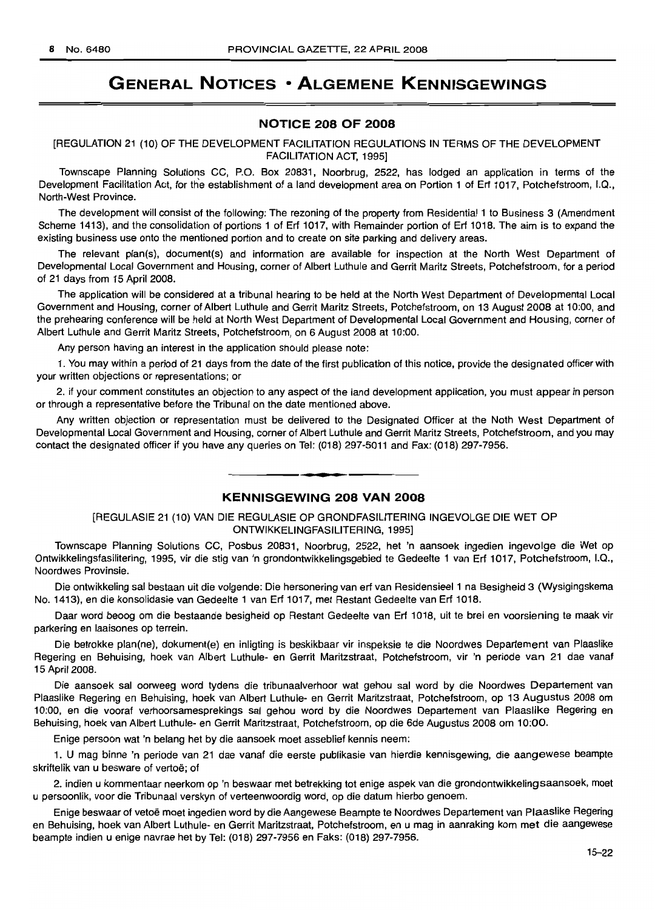# GENERAL NOTICES • ALGEMENE KENNISGEWINGS

## NOTICE 208 OF 2008

[REGULATION 21 (10) OF THE DEVELOPMENT FACILITATION REGULATIONS IN TERMS OF THE DEVELOPMENT FACILITATION ACT, 1995]

Townscape Planning Solutions CC, P.O. Box 20831, Noorbrug, 2522, has lodged an application in terms of the Development Facilitation Act, for the establishment of a land development area on Portion 1 of Erf 1017, Potchefstroom, I.Q., North-West Province.

The development will consist of the following: The rezoning of the property from Residential 1 to Business 3 (Amendment Scheme 1413), and the consolidation of portions 1 of Erf 1017, with Remainder portion of Erf 1018. The aim is to expand the existing business use onto the mentioned portion and to create on site parking and delivery areas.

The relevant plan(s), document(s) and information are available for inspection at the North West Department of Developmental Local Government and Housing, corner of Albert Luthule and Gerrit Maritz Streets, Potchefstroom, for a period of 21 days from 15 April 2008.

The application will be considered at a tribunal hearing to be held at the North West Department of Developmental Local Government and Housing, corner of Albert Luthule and Gerrit Maritz Streets, Potchefstroom, on 13 August 2008 at 10:00, and the prehearing conference will be held at North West Department of Developmental Local Government and Housing, corner of Albert Luthule and Gerrit Maritz Streets, Potchefstroom, on 6 August 2008 at 10:00.

Any person having an interest in the application should please note:

1. You may within a period of 21 days from the date of the first publication of this notice, provide the designated officer with your written objections or representations; or

2. if your comment constitutes an objection to any aspect of the land development application, you must appear in person or through a representative before the Tribunal on the date mentioned above.

Any written objection or representation must be delivered to the Designated Officer at the Noth West Department of Developmental Local Government and Housing, corner of Albert Luthule and Gerrit Maritz Streets, Potchefstroom, and you may contact the designated officer if you have any queries on Tel: (018) 297-5011 and Fax: (018) 297-7956.

---

## KENNISGEWING 208 VAN 2008

[REGULASIE 21 (10) VAN DIE REGULASIE OP GRONDFASILITERING INGEVOLGE DIE WET OP ONTWIKKELINGFASILITERING, 1995]

Townscape Planning Solutions CC, Posbus 20831, Noorbrug, 2522, het 'n aansoek ingedien ingevolge die Wet op Ontwikkelingsfasilitering, 1995, vir die stig van 'n grondontwikkelingsgebied te Gedeelte 1 van Erf 1017, Potchefstroom, I.Q., Noordwes Provinsie.

Die ontwikkeling sal bestaan uit die volgende: Die hersonering van erf van Residensieel 1 na Besigheid 3 (Wysigingskema No. 1413), en die konsolidasie van Gedeelte 1 van Erf 1017, met Restant Gedeelte van Erf 1018.

Daar word beoog om die bestaande besigheid op Restant Gedeelte van Erf 1018, uit te brei en voorsiening te maak vir parkering en laaisones op terrein.

Die betrokke plan(ne), dokument(e) en inligting is beskikbaar vir inspeksie te die Noordwes Departement van Plaaslike Regering en Behuising, hoek van Albert Luthule- en Gerrit Maritzstraat, Potchefstroom, vir 'n periode van 21 dae vanaf 15 April 2008.

Die aansoek sal oorweeg word tydens die tribunaalverhoor wat gehou sal word by die Noordwes Departement van Plaaslike Regering en Behuising, hoek van Albert Luthule- en Gerrit Maritzstraat, Potchefstroom, op 13 Augustus 2008 om 10:00, en die vooraf verhoorsamesprekings sal gehou word by die Noordwes Departement van Plaaslike Regering en Behuising, hoek van Albert Luthule- en Gerrit Maritzstraat, Potchefstroom, op die 6de Augustus 2008 om 10:00.

Enige persoon wat 'n belang het by die aansoek moet asseblief kennis neem:

1. U mag binne 'n periode van 21 dae vanaf die eerste publikasie van hierdie kennisgewing, die aangewese beampte skriftelik van u besware of vertoë; of

2. indien u kommentaar neerkom op 'n beswaar met betrekking tot enige aspek van die grondontwikkelingsaansoek, moet u persoonlik, voor die Tribunaal verskyn of verteenwoordig word, op die datum hierbo genoem.

Enige beswaar of vetoë moet ingedien word by die Aangewese Beampte te Noordwes Departement van Plaaslike Regering en Behuising, hoek van Albert Luthule- en Gerrit Maritzstraat, Potchefstroom, en u mag in aanraking kom met die aangewese beampte indien u enige navrae het by Tel: (018) 297-7956 en Faks: (018) 297-7956.

15–22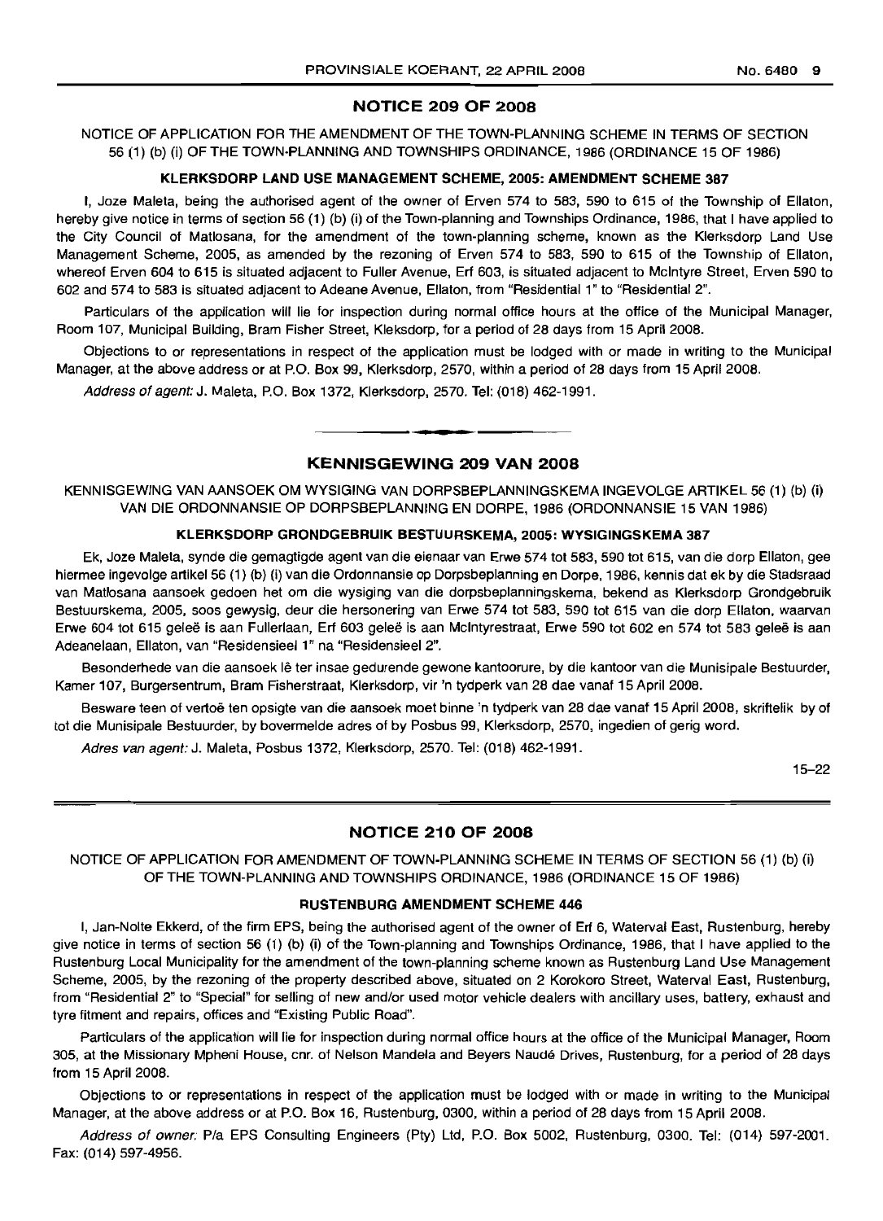## NOTICE 209 OF 2008

NOTICE OF APPLICATION FOR THE AMENDMENT OF THE TOWN-PLANNING SCHEME IN TERMS OF SECTION 56 (1) (b) (i) OF THE TOWN-PLANNING AND TOWNSHIPS ORDINANCE, 1986 (ORDINANCE 15 OF 1986)

### KLERKSDORP LAND USE MANAGEMENT SCHEME, 2005: AMENDMENT SCHEME 387

I, Joze Maleta, being the authorised agent of the owner of Erven 574 to 583, 590 to 615 of the Township of Ellaton, hereby give notice in terms of section 56 (1) (b) (i) of the Town-planning and Townships Ordinance, 1986, that I have applied to the City Council of Matlosana, for the amendment of the town-planning scheme, known as the Klerksdorp Land Use Management Scheme, 2005, as amended by the rezoning of Erven 574 to 583, 590 to 615 of the Township of Ellaton, whereof Erven 604 to 615 is situated adjacent to Fuller Avenue, Erf 603, is situated adjacent to McIntyre Street, Erven 590 to 602 and 574 to 583 is situated adjacent to Adeane Avenue, Ellaton, from "Residential 1" to "Residential 2".

Particulars of the application will lie for inspection during normal office hours at the office of the Municipal Manager, Room 107, Municipal Building, Bram Fisher Street, Kleksdorp, for a period of 28 days from 15 April 2008.

Objections to or representations in respect of the application must be lodged with or made in writing to the Municipal Manager, at the above address or at P.O. Box 99, Klerksdorp, 2570, within a period of 28 days from 15 April 2008.

*Address of agent:* J. Maleta, P.O. Box 1372, Klerksdorp, 2570. Tel: (018) 462-1991.

---

## KENNISGEWING 209 VAN 2008

KENNISGEWING VAN AANSOEK OM WYSIGING VAN DORPSBEPLANNINGSKEMA INGEVOLGE ARTIKEL 56 (1) (b) (i) VAN DIE ORDONNANSIE OP DORPSBEPLANNING EN DORPE, 1986 (ORDONNANSIE 15 VAN 1986)

### KLERKSDORP GRONDGEBRUIK BESTUURSKEMA, 2005: WYSIGINGSKEMA 387

Ek, Joze Maleta, synde die gemagtigde agent van die eienaar van Erwe 574 tot 583, 590 tot 615, van die dorp Ellaton, gee hiermee ingevolge artikel 56 (1) (b) (i) van die Ordonnansie op Dorpsbeplanning en Dorpe, 1986, kennis dat ek by die Stadsraad van Matlosana aansoek gedoen het om die wysiging van die dorpsbeplanningskema, bekend as Klerksdorp Grondgebruik Bestuurskema, 2005, soos gewysig, deur die hersonering van Erwe 574 tot 583, 590 tot 615 van die dorp Ellaton, waarvan Erwe 604 tot 615 geleë is aan Fullerlaan, Erf 603 geleë is aan McIntyrestraat, Erwe 590 tot 602 en 574 tot 583 geleë is aan Adeanelaan, Ellaton, van "Residensieel 1" na "Residensieel 2".

Besonderhede van die aansoek lê ter insae gedurende gewone kantoorure, by die kantoor van die Munisipale Bestuurder, Kamer 107, Burgersentrum, Bram Fisherstraat, Klerksdorp, vir 'n tydperk van 28 dae vanaf 15 April 2008.

Besware teen of vertoë ten opsigte van die aansoek moet binne 'n tydperk van 28 dae vanaf 15 April 2008, skriftelik by of tot die Munisipale Bestuurder, by bovermelde adres of by Posbus 99, Klerksdorp, 2570, ingedien of gerig word.

*Adres van agent:* J. Maleta, Posbus 1372, Klerksdorp, 2570. Tel: (018) 462-1991.

15–22

---

## NOTICE 210 OF 2008

NOTICE OF APPLICATION FOR AMENDMENT OF TOWN-PLANNING SCHEME IN TERMS OF SECTION 56 (1) (b) (i) OF THE TOWN-PLANNING AND TOWNSHIPS ORDINANCE, 1986 (ORDINANCE 15 OF 1986)

### RUSTENBURG AMENDMENT SCHEME 446

I, Jan-Nolte Ekkerd, of the firm EPS, being the authorised agent of the owner of Erf 6, Waterval East, Rustenburg, hereby give notice in terms of section 56 (1) (b) (i) of the Town-planning and Townships Ordinance, 1986, that I have applied to the Rustenburg Local Municipality for the amendment of the town-planning scheme known as Rustenburg Land Use Management Scheme, 2005, by the rezoning of the property described above, situated on 2 Korokoro Street, Waterval East, Rustenburg, from "Residential 2" to "Special" for selling of new and/or used motor vehicle dealers with ancillary uses, battery, exhaust and tyre fitment and repairs, offices and "Existing Public Road".

Particulars of the application will lie for inspection during normal office hours at the office of the Municipal Manager, Room 305, at the Missionary Mpheni House, cnr. of Nelson Mandela and Beyers Naudé Drives, Rustenburg, for a period of 28 days from 15 April 2008.

Objections to or representations in respect of the application must be lodged with or made in writing to the Municipal Manager, at the above address or at P.O. Box 16, Rustenburg, 0300, within a period of 28 days from 15 April 2008.

*Address of owner:* P/a EPS Consulting Engineers (Pty) Ltd, P.O. Box 5002, Rustenburg, 0300. Tel: (014) 597-2001. Fax: (014) 597-4956.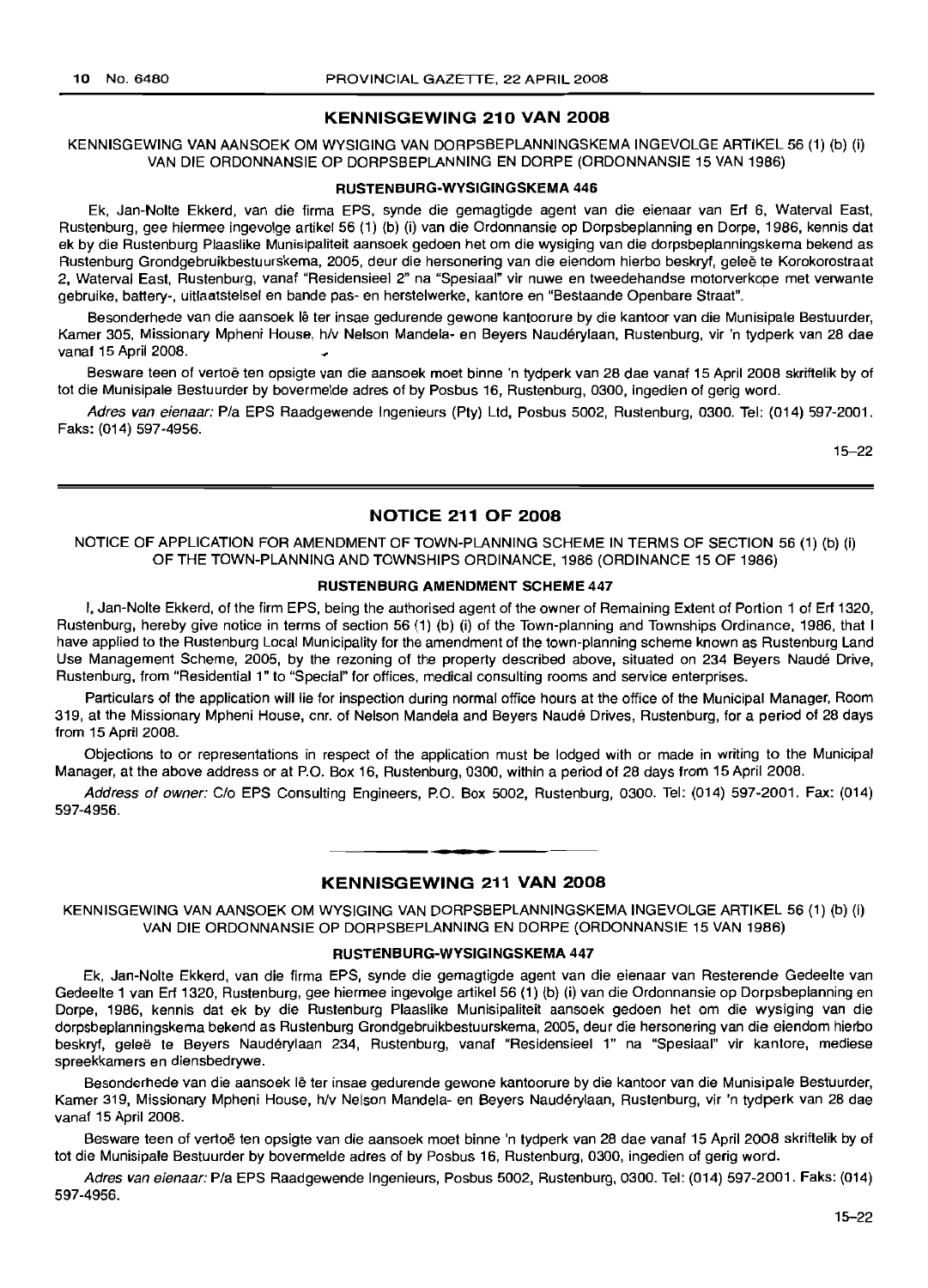## KENNISGEWING 210 VAN 2008

KENNISGEWING VAN AANSOEK OM WYSIGING VAN DORPSBEPLANNINGSKEMA INGEVOLGE ARTIKEL 56 (1) (b) (i) VAN DIE ORDONNANSIE OP DORPSBEPLANNING EN DORPE (ORDONNANSIE 15 VAN 1986)

### RUSTENBURG-WYSIGINGSKEMA 446

Ek, Jan-Nolte Ekkerd, van die firma EPS, synde die gemagtigde agent van die eienaar van Erf 6, Waterval East, Rustenburg, gee hiermee ingevolge artikel 56 (1) (b) (i) van die Ordonnansie op Dorpsbeplanning en Dorpe, 1986, kennis dat ek by die Rustenburg Plaaslike Munisipaliteit aansoek gedoen het om die wysiging van die dorpsbeplanningskema bekend as Rustenburg Grondgebruikbestuurskema, 2005, deur die hersonering van die eiendom hierbo beskryf, geleë te Korokorostraat 2, Waterval East, Rustenburg, vanaf "Residensieel 2" na "Spesiaal" vir nuwe en tweedehandse motorverkope met verwante gebruike, battery-, uitlaatstelsel en bande pas- en herstelwerke, kantore en "Bestaande Openbare Straat".

Besonderhede van die aansoek lê ter insae gedurende gewone kantoorure by die kantoor van die Munisipale Bestuurder, Kamer 305, Missionary Mpheni House, h/v Nelson Mandela- en Beyers Naudérylaan, Rustenburg, vir 'n tydperk van 28 dae vanaf 15 April 2008.

Besware teen of vertoë ten opsigte van die aansoek moet binne 'n tydperk van 28 dae vanaf 15 April 2008 skriftelik by of tot die Munisipale Bestuurder by bovermelde adres of by Posbus 16, Rustenburg, 0300, ingedien of gerig word.

*Adres van eienaar:* P/a EPS Raadgewende Ingenieurs (Pty) Ltd, Posbus 5002, Rustenburg, 0300. Tel: (014) 597-2001. Faks: (014) 597-4956.

15–22

---

## NOTICE 211 OF 2008

NOTICE OF APPLICATION FOR AMENDMENT OF TOWN-PLANNING SCHEME IN TERMS OF SECTION 56 (1) (b) (i) OF THE TOWN-PLANNING AND TOWNSHIPS ORDINANCE, 1986 (ORDINANCE 15 OF 1986)

### RUSTENBURG AMENDMENT SCHEME 447

I, Jan-Nolte Ekkerd, of the firm EPS, being the authorised agent of the owner of Remaining Extent of Portion 1 of Erf 1320, Rustenburg, hereby give notice in terms of section 56 (1) (b) (i) of the Town-planning and Townships Ordinance, 1986, that I have applied to the Rustenburg Local Municipality for the amendment of the town-planning scheme known as Rustenburg Land Use Management Scheme, 2005, by the rezoning of the property described above, situated on 234 Beyers Naudé Drive, Rustenburg, from "Residential 1" to "Special" for offices, medical consulting rooms and service enterprises.

Particulars of the application will lie for inspection during normal office hours at the office of the Municipal Manager, Room 319, at the Missionary Mpheni House, cnr. of Nelson Mandela and Beyers Naudé Drives, Rustenburg, for a period of 28 days from 15 April 2008.

Objections to or representations in respect of the application must be lodged with or made in writing to the Municipal Manager, at the above address or at P.O. Box 16, Rustenburg, 0300, within a period of 28 days from 15 April 2008.

*Address of owner:* C/o EPS Consulting Engineers, P.O. Box 5002, Rustenburg, 0300. Tel: (014) 597-2001. Fax: (014) 597-4956.

---

## KENNISGEWING 211 VAN 2008

KENNISGEWING VAN AANSOEK OM WYSIGING VAN DORPSBEPLANNINGSKEMA INGEVOLGE ARTIKEL 56 (1) (b) (i) VAN DIE ORDONNANSIE OP DORPSBEPLANNING EN DORPE (ORDONNANSIE 15 VAN 1986)

### RUSTENBURG-WYSIGINGSKEMA 447

Ek, Jan-Nolte Ekkerd, van die firma EPS, synde die gemagtigde agent van die eienaar van Resterende Gedeelte van Gedeelte 1 van Erf 1320, Rustenburg, gee hiermee ingevolge artikel 56 (1) (b) (i) van die Ordonnansie op Dorpsbeplanning en Dorpe, 1986, kennis dat ek by die Rustenburg Plaaslike Munisipaliteit aansoek gedoen het om die wysiging van die dorpsbeplanningskema bekend as Rustenburg Grondgebruikbestuurskema, 2005, deur die hersonering van die eiendom hierbo beskryf, geleë te Beyers Naudérylaan 234, Rustenburg, vanaf "Residensieel 1" na "Spesiaal" vir kantore, mediese spreekkamers en diensbedrywe.

Besonderhede van die aansoek lê ter insae gedurende gewone kantoorure by die kantoor van die Munisipale Bestuurder, Kamer 319, Missionary Mpheni House, h/v Nelson Mandela- en Beyers Naudérylaan, Rustenburg, vir 'n tydperk van 28 dae vanaf 15 April 2008.

Besware teen of vertoë ten opsigte van die aansoek moet binne 'n tydperk van 28 dae vanaf 15 April 2008 skriftelik by of tot die Munisipale Bestuurder by bovermelde adres of by Posbus 16, Rustenburg, 0300, ingedien of gerig word.

*Adres van eienaar:* P/a EPS Raadgewende Ingenieurs, Posbus 5002, Rustenburg, 0300. Tel: (014) 597-2001. Faks: (014) 597-4956.

15–22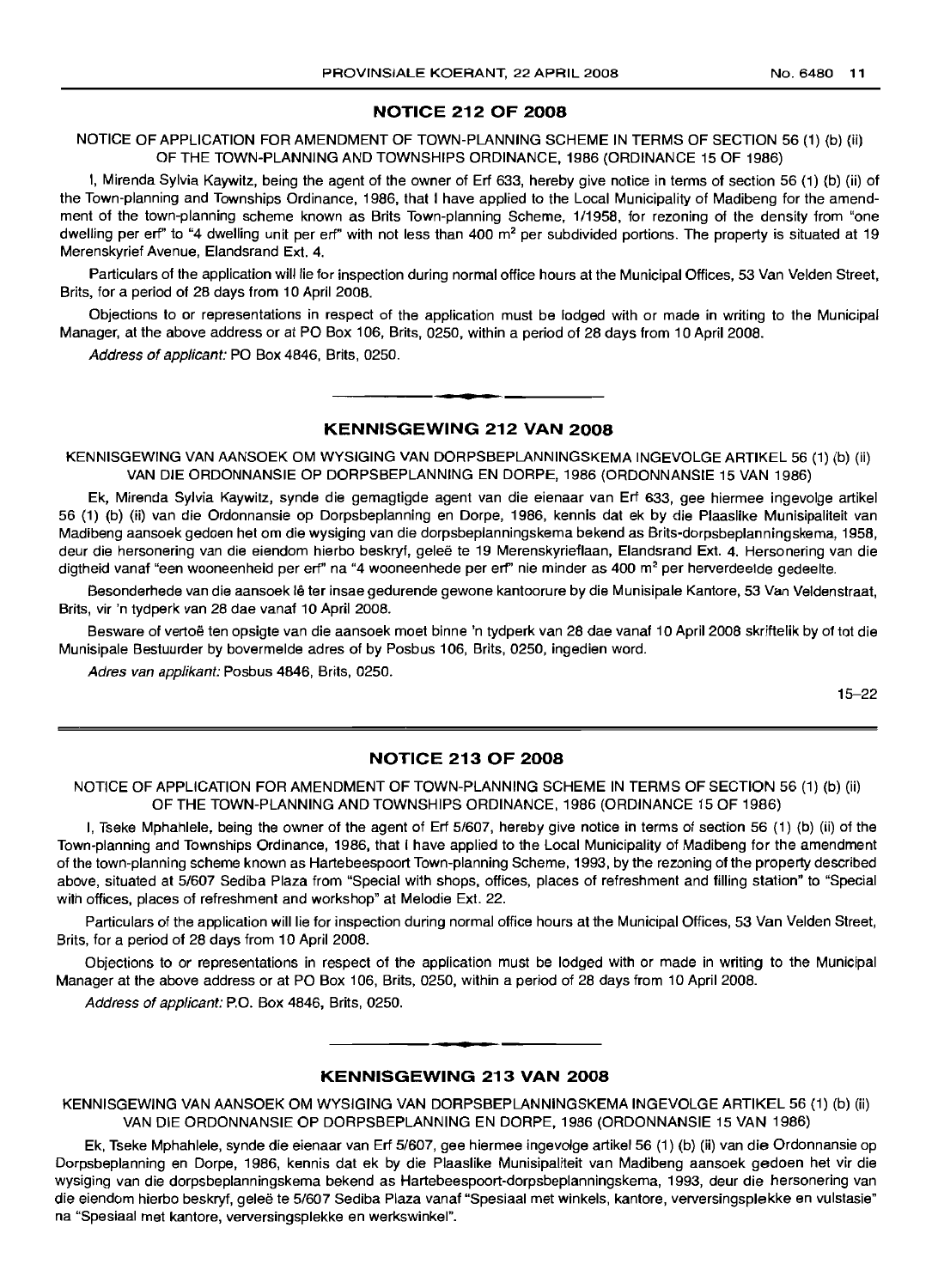## NOTICE 212 OF 2008

NOTICE OF APPLICATION FOR AMENDMENT OF TOWN-PLANNING SCHEME IN TERMS OF SECTION 56 (1) (b) (ii) OF THE TOWN-PLANNING AND TOWNSHIPS ORDINANCE, 1986 (ORDINANCE 15 OF 1986)

I, Mirenda Sylvia Kaywitz, being the agent of the owner of Erf 633, hereby give notice in terms of section 56 (1) (b) (ii) of the Town-planning and Townships Ordinance, 1986, that I have applied to the Local Municipality of Madibeng for the amendment of the town-planning scheme known as Brits Town-planning Scheme, 1/1958, for rezoning of the density from "one dwelling per erf" to "4 dwelling unit per erf" with not less than 400 m² per subdivided portions. The property is situated at 19 Merenskyrief Avenue, Elandsrand Ext. 4.

Particulars of the application will lie for inspection during normal office hours at the Municipal Offices, 53 Van Velden Street, Brits, for a period of 28 days from 10 April 2008.

Objections to or representations in respect of the application must be lodged with or made in writing to the Municipal Manager, at the above address or at PO Box 106, Brits, 0250, within a period of 28 days from 10 April 2008.

*Address of applicant:* PO Box 4846, Brits, 0250.

---

## KENNISGEWING 212 VAN 2008

KENNISGEWING VAN AANSOEK OM WYSIGING VAN DORPSBEPLANNINGSKEMA INGEVOLGE ARTIKEL 56 (1) (b) (ii) VAN DIE ORDONNANSIE OP DORPSBEPLANNING EN DORPE, 1986 (ORDONNANSIE 15 VAN 1986)

Ek, Mirenda Sylvia Kaywitz, synde die gemagtigde agent van die eienaar van Erf 633, gee hiermee ingevolge artikel 56 (1) (b) (ii) van die Ordonnansie op Dorpsbeplanning en Dorpe, 1986, kennis dat ek by die Plaaslike Munisipaliteit van Madibeng aansoek gedoen het om die wysiging van die dorpsbeplanningskema bekend as Brits-dorpsbeplanningskema, 1958, deur die hersonering van die eiendom hierbo beskryf, geleë te 19 Merenskyrieflaan, Elandsrand Ext. 4. Hersonering van die digtheid vanaf "een wooneenheid per erf" na "4 wooneenhede per erf" nie minder as 400 m² per herverdeelde gedeelte.

Besonderhede van die aansoek lê ter insae gedurende gewone kantoorure by die Munisipale Kantore, 53 Van Veldenstraat, Brits, vir 'n tydperk van 28 dae vanaf 10 April 2008.

Besware of vertoë ten opsigte van die aansoek moet binne 'n tydperk van 28 dae vanaf 10 April 2008 skriftelik by of tot die Munisipale Bestuurder by bovermelde adres of by Posbus 106, Brits, 0250, ingedien word.

*Adres van applikant:* Posbus 4846, Brits, 0250.

15–22

---

## NOTICE 213 OF 2008

NOTICE OF APPLICATION FOR AMENDMENT OF TOWN-PLANNING SCHEME IN TERMS OF SECTION 56 (1) (b) (ii) OF THE TOWN-PLANNING AND TOWNSHIPS ORDINANCE, 1986 (ORDINANCE 15 OF 1986)

I, Tseke Mphahlele, being the owner of the agent of Erf 5/607, hereby give notice in terms of section 56 (1) (b) (ii) of the Town-planning and Townships Ordinance, 1986, that I have applied to the Local Municipality of Madibeng for the amendment of the town-planning scheme known as Hartebeespoort Town-planning Scheme, 1993, by the rezoning of the property described above, situated at 5/607 Sediba Plaza from "Special with shops, offices, places of refreshment and filling station" to "Special with offices, places of refreshment and workshop" at Melodie Ext. 22.

Particulars of the application will lie for inspection during normal office hours at the Municipal Offices, 53 Van Velden Street, Brits, for a period of 28 days from 10 April 2008.

Objections to or representations in respect of the application must be lodged with or made in writing to the Municipal Manager at the above address or at PO Box 106, Brits, 0250, within a period of 28 days from 10 April 2008.

*Address of applicant:* P.O. Box 4846, Brits, 0250.

---

## KENNISGEWING 213 VAN 2008

KENNISGEWING VAN AANSOEK OM WYSIGING VAN DORPSBEPLANNINGSKEMA INGEVOLGE ARTIKEL 56 (1) (b) (ii) VAN DIE ORDONNANSIE OP DORPSBEPLANNING EN DORPE, 1986 (ORDONNANSIE 15 VAN 1986)

Ek, Tseke Mphahlele, synde die eienaar van Erf 5/607, gee hiermee ingevolge artikel 56 (1) (b) (ii) van die Ordonnansie op Dorpsbeplanning en Dorpe, 1986, kennis dat ek by die Plaaslike Munisipaliteit van Madibeng aansoek gedoen het vir die wysiging van die dorpsbeplanningskema bekend as Hartebeespoort-dorpsbeplanningskema, 1993, deur die hersonering van die eiendom hierbo beskryf, geleë te 5/607 Sediba Plaza vanaf "Spesiaal met winkels, kantore, verversingsplekke en vulstasie" na "Spesiaal met kantore, verversingsplekke en werkswinkel".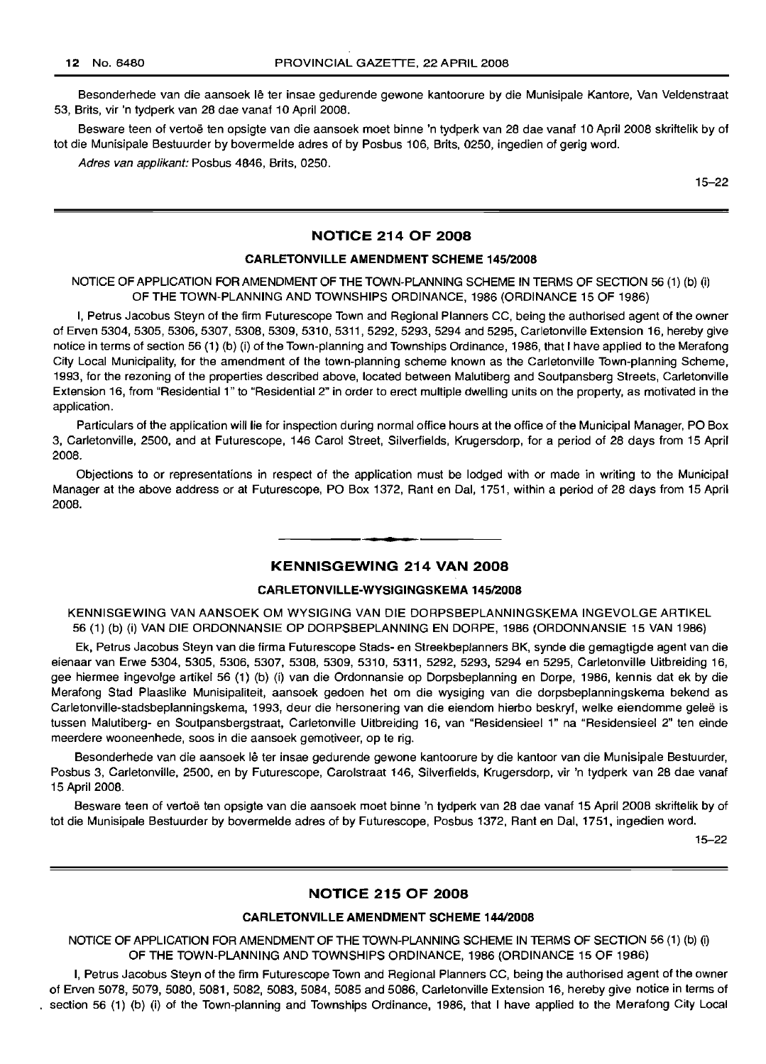Besonderhede van die aansoek lê ter insae gedurende gewone kantoorure by die Munisipale Kantore, Van Veldenstraat 53, Brits, vir 'n tydperk van 28 dae vanaf 10 April 2008.

Besware teen of vertoë ten opsigte van die aansoek moet binne 'n tydperk van 28 dae vanaf 10 April 2008 skriftelik by of tot die Munisipale Bestuurder by bovermelde adres of by Posbus 106, Brits, 0250, ingedien of gerig word.

*Adres van applikant:* Posbus 4846, Brits, 0250.

15–22

## NOTICE 214 OF 2008

### CARLETONVILLE AMENDMENT SCHEME 145/2008

NOTICE OF APPLICATION FOR AMENDMENT OF THE TOWN-PLANNING SCHEME IN TERMS OF SECTION 56 (1) (b) (i) OF THE TOWN-PLANNING AND TOWNSHIPS ORDINANCE, 1986 (ORDINANCE 15 OF 1986)

I, Petrus Jacobus Steyn of the firm Futurescope Town and Regional Planners CC, being the authorised agent of the owner of Erven 5304, 5305, 5306, 5307, 5308, 5309, 5310, 5311, 5292, 5293, 5294 and 5295, Carletonville Extension 16, hereby give notice in terms of section 56 (1) (b) (i) of the Town-planning and Townships Ordinance, 1986, that I have applied to the Merafong City Local Municipality, for the amendment of the town-planning scheme known as the Carletonville Town-planning Scheme, 1993, for the rezoning of the properties described above, located between Malutiberg and Soutpansberg Streets, Carletonville Extension 16, from "Residential 1" to "Residential 2" in order to erect multiple dwelling units on the property, as motivated in the application.

Particulars of the application will lie for inspection during normal office hours at the office of the Municipal Manager, PO Box 3, Carletonville, 2500, and at Futurescope, 146 Carol Street, Silverfields, Krugersdorp, for a period of 28 days from 15 April 2008.

Objections to or representations in respect of the application must be lodged with or made in writing to the Municipal Manager at the above address or at Futurescope, PO Box 1372, Rant en Dal, 1751, within a period of 28 days from 15 April 2008.

## KENNISGEWING 214 VAN 2008

### CARLETONVILLE-WYSIGINGSKEMA 145/2008

KENNISGEWING VAN AANSOEK OM WYSIGING VAN DIE DORPSBEPLANNINGSKEMA INGEVOLGE ARTIKEL 56 (1) (b) (i) VAN DIE ORDONNANSIE OP DORPSBEPLANNING EN DORPE, 1986 (ORDONNANSIE 15 VAN 1986)

Ek, Petrus Jacobus Steyn van die firma Futurescope Stads- en Streekbeplanners BK, synde die gemagtigde agent van die eienaar van Erwe 5304, 5305, 5306, 5307, 5308, 5309, 5310, 5311, 5292, 5293, 5294 en 5295, Carletonville Uitbreiding 16, gee hiermee ingevolge artikel 56 (1) (b) (i) van die Ordonnansie op Dorpsbeplanning en Dorpe, 1986, kennis dat ek by die Merafong Stad Plaaslike Munisipaliteit, aansoek gedoen het om die wysiging van die dorpsbeplanningskema bekend as Carletonville-stadsbeplanningskema, 1993, deur die hersonering van die eiendom hierbo beskryf, welke eiendomme geleë is tussen Malutiberg- en Soutpansbergstraat, Carletonville Uitbreiding 16, van "Residensieel 1" na "Residensieel 2" ten einde meerdere wooneenhede, soos in die aansoek gemotiveer, op te rig.

Besonderhede van die aansoek lê ter insae gedurende gewone kantoorure by die kantoor van die Munisipale Bestuurder, Posbus 3, Carletonville, 2500, en by Futurescope, Carolstraat 146, Silverfields, Krugersdorp, vir 'n tydperk van 28 dae vanaf 15 April 2008.

Besware teen of vertoë ten opsigte van die aansoek moet binne 'n tydperk van 28 dae vanaf 15 April 2008 skriftelik by of tot die Munisipale Bestuurder by bovermelde adres of by Futurescope, Posbus 1372, Rant en Dal, 1751, ingedien word.

15–22

## NOTICE 215 OF 2008

### CARLETONVILLE AMENDMENT SCHEME 144/2008

NOTICE OF APPLICATION FOR AMENDMENT OF THE TOWN-PLANNING SCHEME IN TERMS OF SECTION 56 (1) (b) (i) OF THE TOWN-PLANNING AND TOWNSHIPS ORDINANCE, 1986 (ORDINANCE 15 OF 1986)

I, Petrus Jacobus Steyn of the firm Futurescope Town and Regional Planners CC, being the authorised agent of the owner of Erven 5078, 5079, 5080, 5081, 5082, 5083, 5084, 5085 and 5086, Carletonville Extension 16, hereby give notice in terms of section 56 (1) (b) (i) of the Town-planning and Townships Ordinance, 1986, that I have applied to the Merafong City Local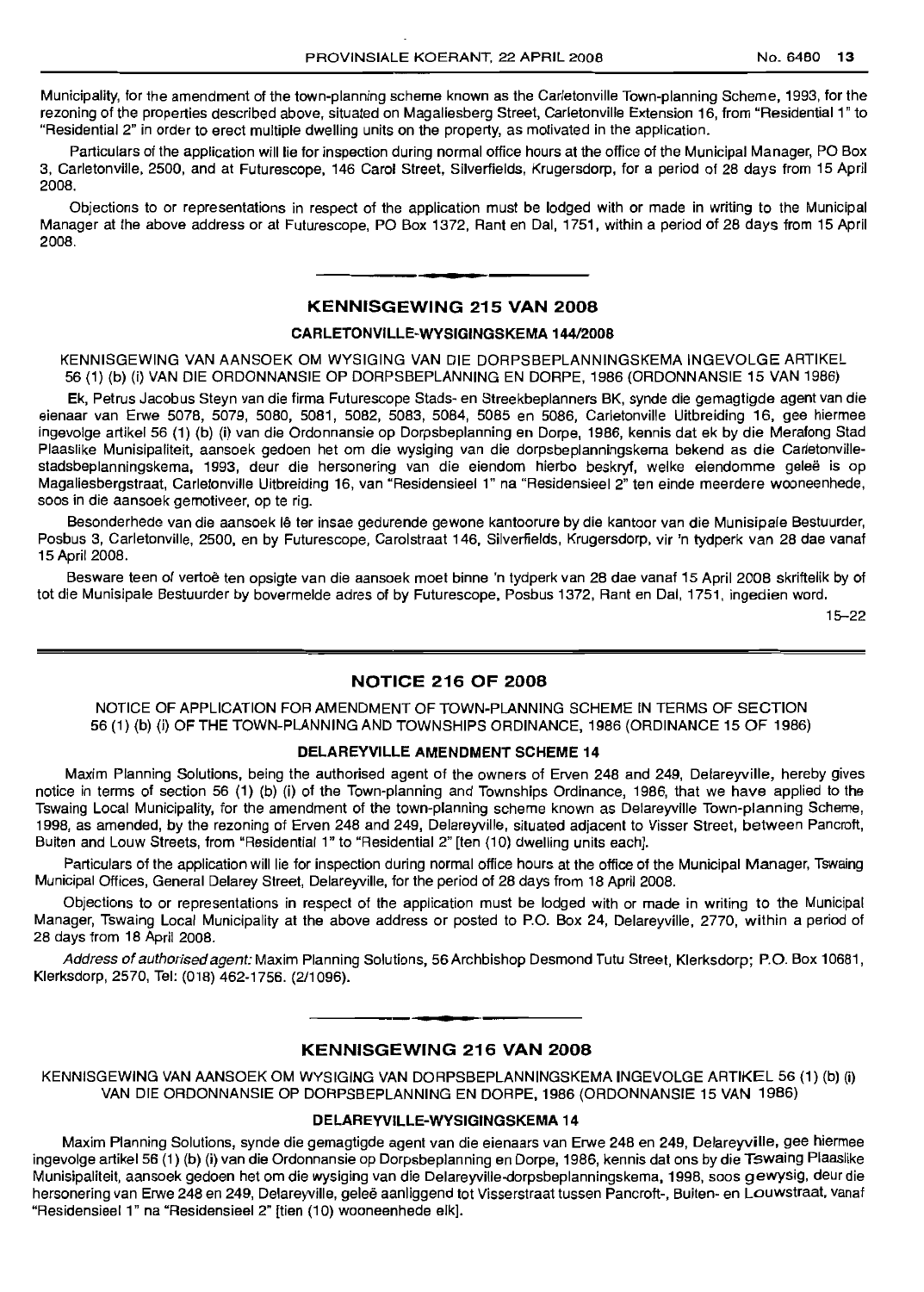Municipality, for the amendment of the town-planning scheme known as the Carletonville Town-planning Scheme, 1993, for the rezoning of the properties described above, situated on Magaliesberg Street, Carletonville Extension 16, from "Residential 1" to "Residential 2" in order to erect multiple dwelling units on the property, as motivated in the application.

Particulars of the application will lie for inspection during normal office hours at the office of the Municipal Manager, PO Box 3, Carletonville, 2500, and at Futurescope, 146 Carol Street, Silverfields, Krugersdorp, for a period of 28 days from 15 April 2008.

Objections to or representations in respect of the application must be lodged with or made in writing to the Municipal Manager at the above address or at Futurescope, PO Box 1372, Rant en Dal, 1751, within a period of 28 days from 15 April 2008.

## KENNISGEWING 215 VAN 2008

### CARLETONVILLE-WYSIGINGSKEMA 144/2008

KENNISGEWING VAN AANSOEK OM WYSIGING VAN DIE DORPSBEPLANNINGSKEMA INGEVOLGE ARTIKEL 56 (1) (b) (i) VAN DIE ORDONNANSIE OP DORPSBEPLANNING EN DORPE, 1986 (ORDONNANSIE 15 VAN 1986)

Ek, Petrus Jacobus Steyn van die firma Futurescope Stads- en Streekbeplanners BK, synde die gemagtigde agent van die eienaar van Erwe 5078, 5079, 5080, 5081, 5082, 5083, 5084, 5085 en 5086, Carletonville Uitbreiding 16, gee hiermee ingevolge artikel 56 (1) (b) (i) van die Ordonnansie op Dorpsbeplanning en Dorpe, 1986, kennis dat ek by die Merafong Stad Plaaslike Munisipaliteit, aansoek gedoen het om die wysiging van die dorpsbeplanningskema bekend as die Carletonville-stadsbeplanningskema, 1993, deur die hersonering van die eiendom hierbo beskryf, welke eiendomme geleë is op Magaliesbergstraat, Carletonville Uitbreiding 16, van "Residensieel 1" na "Residensieel 2" ten einde meerdere wooneenhede, soos in die aansoek gemotiveer, op te rig.

Besonderhede van die aansoek lê ter insae gedurende gewone kantoorure by die kantoor van die Munisipale Bestuurder, Posbus 3, Carletonville, 2500, en by Futurescope, Carolstraat 146, Silverfields, Krugersdorp, vir 'n tydperk van 28 dae vanaf 15 April 2008.

Besware teen of vertoë ten opsigte van die aansoek moet binne 'n tydperk van 28 dae vanaf 15 April 2008 skriftelik by of tot die Munisipale Bestuurder by bovermelde adres of by Futurescope, Posbus 1372, Rant en Dal, 1751, ingedien word.

15–22

## NOTICE 216 OF 2008

NOTICE OF APPLICATION FOR AMENDMENT OF TOWN-PLANNING SCHEME IN TERMS OF SECTION 56 (1) (b) (i) OF THE TOWN-PLANNING AND TOWNSHIPS ORDINANCE, 1986 (ORDINANCE 15 OF 1986)

### DELAREYVILLE AMENDMENT SCHEME 14

Maxim Planning Solutions, being the authorised agent of the owners of Erven 248 and 249, Delareyville, hereby gives notice in terms of section 56 (1) (b) (i) of the Town-planning and Townships Ordinance, 1986, that we have applied to the Tswaing Local Municipality, for the amendment of the town-planning scheme known as Delareyville Town-planning Scheme, 1998, as amended, by the rezoning of Erven 248 and 249, Delareyville, situated adjacent to Visser Street, between Pancroft, Buiten and Louw Streets, from "Residential 1" to "Residential 2" [ten (10) dwelling units each].

Particulars of the application will lie for inspection during normal office hours at the office of the Municipal Manager, Tswaing Municipal Offices, General Delarey Street, Delareyville, for the period of 28 days from 18 April 2008.

Objections to or representations in respect of the application must be lodged with or made in writing to the Municipal Manager, Tswaing Local Municipality at the above address or posted to P.O. Box 24, Delareyville, 2770, within a period of 28 days from 18 April 2008.

*Address of authorised agent:* Maxim Planning Solutions, 56 Archbishop Desmond Tutu Street, Klerksdorp; P.O. Box 10681, Klerksdorp, 2570, Tel: (018) 462-1756. (2/1096).

## KENNISGEWING 216 VAN 2008

KENNISGEWING VAN AANSOEK OM WYSIGING VAN DORPSBEPLANNINGSKEMA INGEVOLGE ARTIKEL 56 (1) (b) (i) VAN DIE ORDONNANSIE OP DORPSBEPLANNING EN DORPE, 1986 (ORDONNANSIE 15 VAN 1986)

### DELAREYVILLE-WYSIGINGSKEMA 14

Maxim Planning Solutions, synde die gemagtigde agent van die eienaars van Erwe 248 en 249, Delareyville, gee hiermee ingevolge artikel 56 (1) (b) (i) van die Ordonnansie op Dorpsbeplanning en Dorpe, 1986, kennis dat ons by die Tswaing Plaaslike Munisipaliteit, aansoek gedoen het om die wysiging van die Delareyville-dorpsbeplanningskema, 1998, soos gewysig, deur die hersonering van Erwe 248 en 249, Delareyville, geleë aanliggend tot Visserstraat tussen Pancroft-, Buiten- en Louwstraat, vanaf "Residensieel 1" na "Residensieel 2" [tien (10) wooneenhede elk].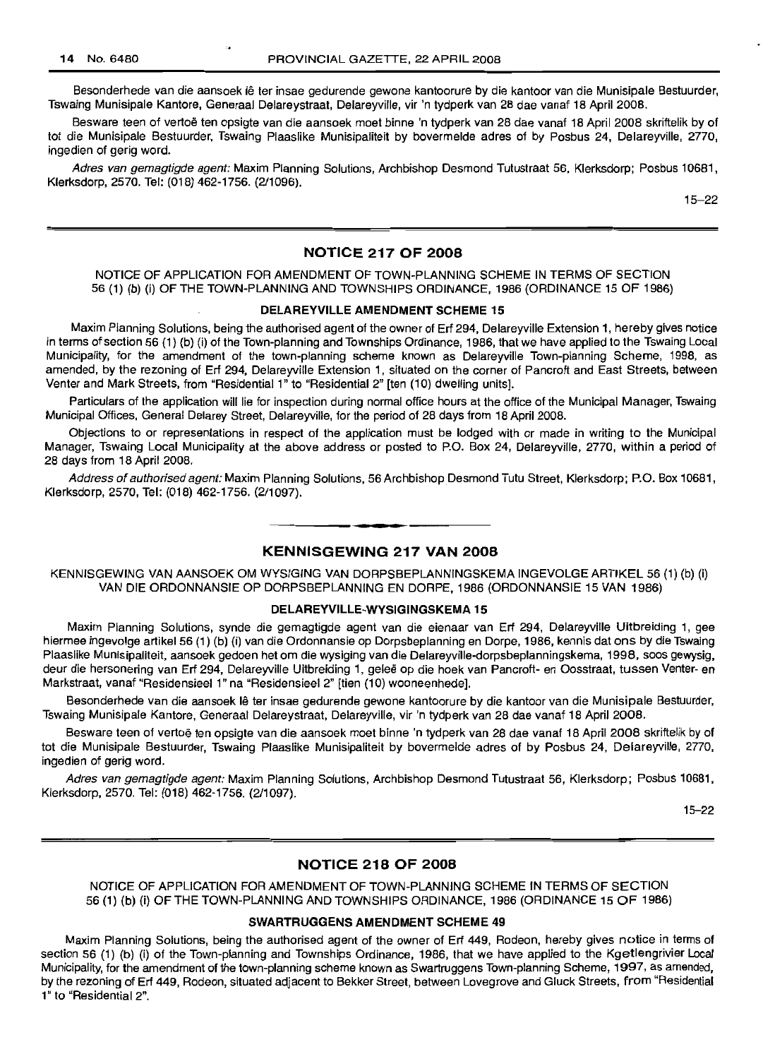Besonderhede van die aansoek lê ter insae gedurende gewone kantoorure by die kantoor van die Munisipale Bestuurder, Tswaing Munisipale Kantore, Generaal Delareystraat, Delareyville, vir 'n tydperk van 28 dae vanaf 18 April 2008.

Besware teen of vertoë ten opsigte van die aansoek moet binne 'n tydperk van 28 dae vanaf 18 April 2008 skriftelik by of tot die Munisipale Bestuurder, Tswaing Plaaslike Munisipaliteit by bovermelde adres of by Posbus 24, Delareyville, 2770, ingedien of gerig word.

*Adres van gemagtigde agent:* Maxim Planning Solutions, Archbishop Desmond Tutustraat 56, Klerksdorp; Posbus 10681, Klerksdorp, 2570. Tel: (018) 462-1756. (2/1096).

15–22

## NOTICE 217 OF 2008

NOTICE OF APPLICATION FOR AMENDMENT OF TOWN-PLANNING SCHEME IN TERMS OF SECTION 56 (1) (b) (i) OF THE TOWN-PLANNING AND TOWNSHIPS ORDINANCE, 1986 (ORDINANCE 15 OF 1986)

### DELAREYVILLE AMENDMENT SCHEME 15

Maxim Planning Solutions, being the authorised agent of the owner of Erf 294, Delareyville Extension 1, hereby gives notice in terms of section 56 (1) (b) (i) of the Town-planning and Townships Ordinance, 1986, that we have applied to the Tswaing Local Municipality, for the amendment of the town-planning scheme known as Delareyville Town-planning Scheme, 1998, as amended, by the rezoning of Erf 294, Delareyville Extension 1, situated on the corner of Pancroft and East Streets, between Venter and Mark Streets, from "Residential 1" to "Residential 2" [ten (10) dwelling units].

Particulars of the application will lie for inspection during normal office hours at the office of the Municipal Manager, Tswaing Municipal Offices, General Delarey Street, Delareyville, for the period of 28 days from 18 April 2008.

Objections to or representations in respect of the application must be lodged with or made in writing to the Municipal Manager, Tswaing Local Municipality at the above address or posted to P.O. Box 24, Delareyville, 2770, within a period of 28 days from 18 April 2008.

*Address of authorised agent:* Maxim Planning Solutions, 56 Archbishop Desmond Tutu Street, Klerksdorp; P.O. Box 10681, Klerksdorp, 2570, Tel: (018) 462-1756. (2/1097).

## KENNISGEWING 217 VAN 2008

KENNISGEWING VAN AANSOEK OM WYSIGING VAN DORPSBEPLANNINGSKEMA INGEVOLGE ARTIKEL 56 (1) (b) (i) VAN DIE ORDONNANSIE OP DORPSBEPLANNING EN DORPE, 1986 (ORDONNANSIE 15 VAN 1986)

### DELAREYVILLE-WYSIGINGSKEMA 15

Maxim Planning Solutions, synde die gemagtigde agent van die eienaar van Erf 294, Delareyville Uitbreiding 1, gee hiermee ingevolge artikel 56 (1) (b) (i) van die Ordonnansie op Dorpsbeplanning en Dorpe, 1986, kennis dat ons by die Tswaing Plaaslike Munisipaliteit, aansoek gedoen het om die wysiging van die Delareyville-dorpsbeplanningskema, 1998, soos gewysig, deur die hersonering van Erf 294, Delareyville Uitbreiding 1, geleë op die hoek van Pancroft- en Oosstraat, tussen Venter- en Markstraat, vanaf "Residensieel 1" na "Residensieel 2" [tien (10) wooneenhede].

Besonderhede van die aansoek lê ter insae gedurende gewone kantoorure by die kantoor van die Munisipale Bestuurder, Tswaing Munisipale Kantore, Generaal Delareystraat, Delareyville, vir 'n tydperk van 28 dae vanaf 18 April 2008.

Besware teen of vertoë ten opsigte van die aansoek moet binne 'n tydperk van 28 dae vanaf 18 April 2008 skriftelik by of tot die Munisipale Bestuurder, Tswaing Plaaslike Munisipaliteit by bovermelde adres of by Posbus 24, Delareyville, 2770, ingedien of gerig word.

*Adres van gemagtigde agent:* Maxim Planning Solutions, Archbishop Desmond Tutustraat 56, Klerksdorp; Posbus 10681, Klerksdorp, 2570. Tel: (018) 462-1756. (2/1097).

15–22

## NOTICE 218 OF 2008

NOTICE OF APPLICATION FOR AMENDMENT OF TOWN-PLANNING SCHEME IN TERMS OF SECTION 56 (1) (b) (i) OF THE TOWN-PLANNING AND TOWNSHIPS ORDINANCE, 1986 (ORDINANCE 15 OF 1986)

### SWARTRUGGENS AMENDMENT SCHEME 49

Maxim Planning Solutions, being the authorised agent of the owner of Erf 449, Rodeon, hereby gives notice in terms of section 56 (1) (b) (i) of the Town-planning and Townships Ordinance, 1986, that we have applied to the Kgetlengrivier Local Municipality, for the amendment of the town-planning scheme known as Swartruggens Town-planning Scheme, 1997, as amended, by the rezoning of Erf 449, Rodeon, situated adjacent to Bekker Street, between Lovegrove and Gluck Streets, from "Residential 1" to "Residential 2".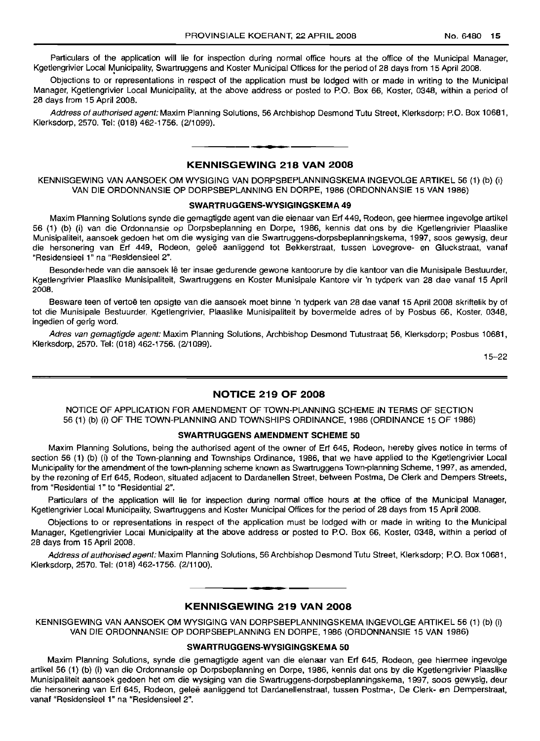Particulars of the application will lie for inspection during normal office hours at the office of the Municipal Manager, Kgetlengrivier Local Municipality, Swartruggens and Koster Municipal Offices for the period of 28 days from 15 April 2008.

Objections to or representations in respect of the application must be lodged with or made in writing to the Municipal Manager, Kgetlengrivier Local Municipality, at the above address or posted to P.O. Box 66, Koster, 0348, within a period of 28 days from 15 April 2008.

*Address of authorised agent:* Maxim Planning Solutions, 56 Archbishop Desmond Tutu Street, Klerksdorp; P.O. Box 10681, Klerksdorp, 2570. Tel: (018) 462-1756. (2/1099).

## KENNISGEWING 218 VAN 2008

KENNISGEWING VAN AANSOEK OM WYSIGING VAN DORPSBEPLANNINGSKEMA INGEVOLGE ARTIKEL 56 (1) (b) (i) VAN DIE ORDONNANSIE OP DORPSBEPLANNING EN DORPE, 1986 (ORDONNANSIE 15 VAN 1986)

### SWARTRUGGENS-WYSIGINGSKEMA 49

Maxim Planning Solutions synde die gemagtigde agent van die eienaar van Erf 449, Rodeon, gee hiermee ingevolge artikel 56 (1) (b) (i) van die Ordonnansie op Dorpsbeplanning en Dorpe, 1986, kennis dat ons by die Kgetlengrivier Plaaslike Munisipaliteit, aansoek gedoen het om die wysiging van die Swartruggens-dorpsbeplanningskema, 1997, soos gewysig, deur die hersonering van Erf 449, Rodeon, geleë aanliggend tot Bekkerstraat, tussen Lovegrove- en Gluckstraat, vanaf "Residensieel 1" na "Residensieel 2".

Besonderhede van die aansoek lê ter insae gedurende gewone kantoorure by die kantoor van die Munisipale Bestuurder, Kgetlengrivier Plaaslike Munisipaliteit, Swartruggens en Koster Munisipale Kantore vir 'n tydperk van 28 dae vanaf 15 April 2008.

Besware teen of vertoë ten opsigte van die aansoek moet binne 'n tydperk van 28 dae vanaf 15 April 2008 skriftelik by of tot die Munisipale Bestuurder, Kgetlengrivier, Plaaslike Munisipaliteit by bovermelde adres of by Posbus 66, Koster, 0348, ingedien of gerig word.

*Adres van gemagtigde agent:* Maxim Planning Solutions, Archbishop Desmond Tutustraat 56, Klerksdorp; Posbus 10681, Klerksdorp, 2570. Tel: (018) 462-1756. (2/1099).

15–22

## NOTICE 219 OF 2008

NOTICE OF APPLICATION FOR AMENDMENT OF TOWN-PLANNING SCHEME IN TERMS OF SECTION 56 (1) (b) (i) OF THE TOWN-PLANNING AND TOWNSHIPS ORDINANCE, 1986 (ORDINANCE 15 OF 1986)

### SWARTRUGGENS AMENDMENT SCHEME 50

Maxim Planning Solutions, being the authorised agent of the owner of Erf 645, Rodeon, hereby gives notice in terms of section 56 (1) (b) (i) of the Town-planning and Townships Ordinance, 1986, that we have applied to the Kgetlengrivier Local Municipality for the amendment of the town-planning scheme known as Swartruggens Town-planning Scheme, 1997, as amended, by the rezoning of Erf 645, Rodeon, situated adjacent to Dardanellen Street, between Postma, De Clerk and Dempers Streets, from "Residential 1" to "Residential 2".

Particulars of the application will lie for inspection during normal office hours at the office of the Municipal Manager, Kgetlengrivier Local Municipality, Swartruggens and Koster Municipal Offices for the period of 28 days from 15 April 2008.

Objections to or representations in respect of the application must be lodged with or made in writing to the Municipal Manager, Kgetlengrivier Local Municipality at the above address or posted to P.O. Box 66, Koster, 0348, within a period of 28 days from 15 April 2008.

*Address of authorised agent:* Maxim Planning Solutions, 56 Archbishop Desmond Tutu Street, Klerksdorp; P.O. Box 10681, Klerksdorp, 2570. Tel: (018) 462-1756. (2/1100).

## KENNISGEWING 219 VAN 2008

KENNISGEWING VAN AANSOEK OM WYSIGING VAN DORPSBEPLANNINGSKEMA INGEVOLGE ARTIKEL 56 (1) (b) (i) VAN DIE ORDONNANSIE OP DORPSBEPLANNING EN DORPE, 1986 (ORDONNANSIE 15 VAN 1986)

### SWARTRUGGENS-WYSIGINGSKEMA 50

Maxim Planning Solutions, synde die gemagtigde agent van die eienaar van Erf 645, Rodeon, gee hiermee ingevolge artikel 56 (1) (b) (i) van die Ordonnansie op Dorpsbeplanning en Dorpe, 1986, kennis dat ons by die Kgetlengrivier Plaaslike Munisipaliteit aansoek gedoen het om die wysiging van die Swartruggens-dorpsbeplanningskema, 1997, soos gewysig, deur die hersonering van Erf 645, Rodeon, geleë aanliggend tot Dardanellenstraat, tussen Postma-, De Clerk- en Demperstraat, vanaf "Residensieel 1" na "Residensieel 2".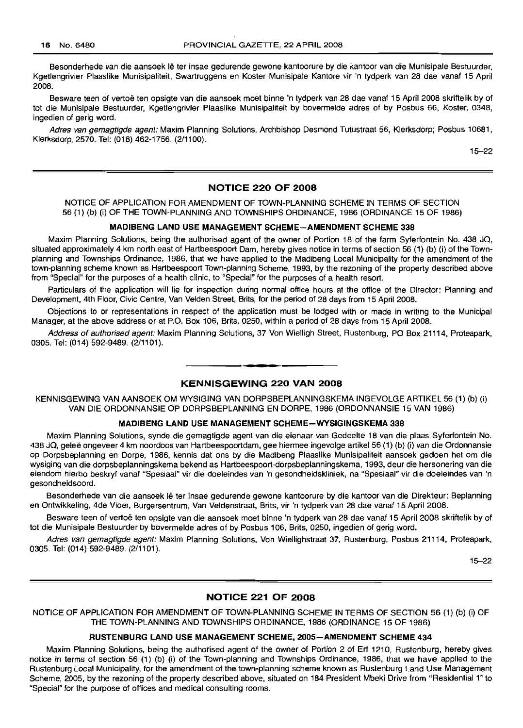Besonderhede van die aansoek lê ter insae gedurende gewone kantoorure by die kantoor van die Munisipale Bestuurder, Kgetlengrivier Plaaslike Munisipaliteit, Swartruggens en Koster Munisipale Kantore vir 'n tydperk van 28 dae vanaf 15 April 2008.

Besware teen of vertoë ten opsigte van die aansoek moet binne 'n tydperk van 28 dae vanaf 15 April 2008 skriftelik by of tot die Munisipale Bestuurder, Kgetlengrivier Plaaslike Munisipaliteit by bovermelde adres of by Posbus 66, Koster, 0348, ingedien of gerig word.

*Adres van gemagtigde agent:* Maxim Planning Solutions, Archbishop Desmond Tutustraat 56, Klerksdorp; Posbus 10681, Klerksdorp, 2570. Tel: (018) 462-1756. (2/1100).

15–22

## NOTICE 220 OF 2008

NOTICE OF APPLICATION FOR AMENDMENT OF TOWN-PLANNING SCHEME IN TERMS OF SECTION 56 (1) (b) (i) OF THE TOWN-PLANNING AND TOWNSHIPS ORDINANCE, 1986 (ORDINANCE 15 OF 1986)

### MADIBENG LAND USE MANAGEMENT SCHEME—AMENDMENT SCHEME 338

Maxim Planning Solutions, being the authorised agent of the owner of Portion 18 of the farm Syferfontein No. 438 JQ, situated approximately 4 km north east of Hartbeespoort Dam, hereby gives notice in terms of section 56 (1) (b) (i) of the Town-planning and Townships Ordinance, 1986, that we have applied to the Madibeng Local Municipality for the amendment of the town-planning scheme known as Hartbeespoort Town-planning Scheme, 1993, by the rezoning of the property described above from "Special" for the purposes of a health clinic, to "Special" for the purposes of a health resort.

Particulars of the application will lie for inspection during normal office hours at the office of the Director: Planning and Development, 4th Floor, Civic Centre, Van Velden Street, Brits, for the period of 28 days from 15 April 2008.

Objections to or representations in respect of the application must be lodged with or made in writing to the Municipal Manager, at the above address or at P.O. Box 106, Brits, 0250, within a period of 28 days from 15 April 2008.

*Address of authorised agent:* Maxim Planning Solutions, 37 Von Wielligh Street, Rustenburg, PO Box 21114, Proteapark, 0305. Tel: (014) 592-9489. (2/1101).

## KENNISGEWING 220 VAN 2008

KENNISGEWING VAN AANSOEK OM WYSIGING VAN DORPSBEPLANNINGSKEMA INGEVOLGE ARTIKEL 56 (1) (b) (i) VAN DIE ORDONNANSIE OP DORPSBEPLANNING EN DORPE, 1986 (ORDONNANSIE 15 VAN 1986)

### MADIBENG LAND USE MANAGEMENT SCHEME—WYSIGINGSKEMA 338

Maxim Planning Solutions, synde die gemagtigde agent van die eienaar van Gedeelte 18 van die plaas Syferfontein No. 438 JQ, geleë ongeveer 4 km noordoos van Hartbeespoortdam, gee hiermee ingevolge artikel 56 (1) (b) (i) van die Ordonnansie op Dorpsbeplanning en Dorpe, 1986, kennis dat ons by die Madibeng Plaaslike Munisipaliteit aansoek gedoen het om die wysiging van die dorpsbeplanningskema bekend as Hartbeespoort-dorpsbeplanningskema, 1993, deur die hersonering van die eiendom hierbo beskryf vanaf "Spesiaal" vir die doeleindes van 'n gesondheidskliniek, na "Spesiaal" vir die doeleindes van 'n gesondheidsoord.

Besonderhede van die aansoek lê ter insae gedurende gewone kantoorure by die kantoor van die Direkteur: Beplanning en Ontwikkeling, 4de Vloer, Burgersentrum, Van Veldenstraat, Brits, vir 'n tydperk van 28 dae vanaf 15 April 2008.

Besware teen of vertoë ten opsigte van die aansoek moet binne 'n tydperk van 28 dae vanaf 15 April 2008 skriftelik by of tot die Munisipale Bestuurder by bovermelde adres of by Posbus 106, Brits, 0250, ingedien of gerig word.

*Adres van gemagtigde agent:* Maxim Planning Solutions, Von Wiellighstraat 37, Rustenburg, Posbus 21114, Proteapark, 0305. Tel: (014) 592-9489. (2/1101).

15–22

## NOTICE 221 OF 2008

NOTICE OF APPLICATION FOR AMENDMENT OF TOWN-PLANNING SCHEME IN TERMS OF SECTION 56 (1) (b) (i) OF THE TOWN-PLANNING AND TOWNSHIPS ORDINANCE, 1986 (ORDINANCE 15 OF 1986)

### RUSTENBURG LAND USE MANAGEMENT SCHEME, 2005—AMENDMENT SCHEME 434

Maxim Planning Solutions, being the authorised agent of the owner of Portion 2 of Erf 1210, Rustenburg, hereby gives notice in terms of section 56 (1) (b) (i) of the Town-planning and Townships Ordinance, 1986, that we have applied to the Rustenburg Local Municipality, for the amendment of the town-planning scheme known as Rustenburg Land Use Management Scheme, 2005, by the rezoning of the property described above, situated on 184 President Mbeki Drive from "Residential 1" to "Special" for the purpose of offices and medical consulting rooms.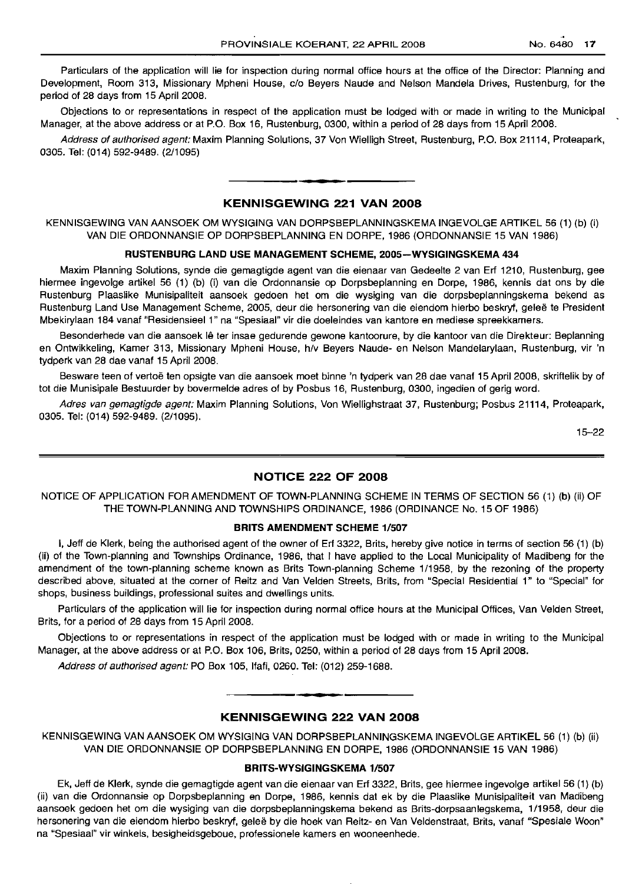Particulars of the application will lie for inspection during normal office hours at the office of the Director: Planning and Development, Room 313, Missionary Mpheni House, c/o Beyers Naude and Nelson Mandela Drives, Rustenburg, for the period of 28 days from 15 April 2008.

Objections to or representations in respect of the application must be lodged with or made in writing to the Municipal Manager, at the above address or at P.O. Box 16, Rustenburg, 0300, within a period of 28 days from 15 April 2008.

*Address of authorised agent:* Maxim Planning Solutions, 37 Von Wielligh Street, Rustenburg, P.O. Box 21114, Proteapark, 0305. Tel: (014) 592-9489. (2/1095)

## KENNISGEWING 221 VAN 2008

KENNISGEWING VAN AANSOEK OM WYSIGING VAN DORPSBEPLANNINGSKEMA INGEVOLGE ARTIKEL 56 (1) (b) (i) VAN DIE ORDONNANSIE OP DORPSBEPLANNING EN DORPE, 1986 (ORDONNANSIE 15 VAN 1986)

### RUSTENBURG LAND USE MANAGEMENT SCHEME, 2005—WYSIGINGSKEMA 434

Maxim Planning Solutions, synde die gemagtigde agent van die eienaar van Gedeelte 2 van Erf 1210, Rustenburg, gee hiermee ingevolge artikel 56 (1) (b) (i) van die Ordonnansie op Dorpsbeplanning en Dorpe, 1986, kennis dat ons by die Rustenburg Plaaslike Munisipaliteit aansoek gedoen het om die wysiging van die dorpsbeplanningskema bekend as Rustenburg Land Use Management Scheme, 2005, deur die hersonering van die eiendom hierbo beskryf, geleë te President Mbekirylaan 184 vanaf "Residensieel 1" na "Spesiaal" vir die doeleindes van kantore en mediese spreekkamers.

Besonderhede van die aansoek lê ter insae gedurende gewone kantoorure, by die kantoor van die Direkteur: Beplanning en Ontwikkeling, Kamer 313, Missionary Mpheni House, h/v Beyers Naude- en Nelson Mandelarylaan, Rustenburg, vir 'n tydperk van 28 dae vanaf 15 April 2008.

Besware teen of vertoë ten opsigte van die aansoek moet binne 'n tydperk van 28 dae vanaf 15 April 2008, skriftelik by of tot die Munisipale Bestuurder by bovermelde adres of by Posbus 16, Rustenburg, 0300, ingedien of gerig word.

*Adres van gemagtigde agent:* Maxim Planning Solutions, Von Wiellighstraat 37, Rustenburg; Posbus 21114, Proteapark, 0305. Tel: (014) 592-9489. (2/1095).

15–22

## NOTICE 222 OF 2008

NOTICE OF APPLICATION FOR AMENDMENT OF TOWN-PLANNING SCHEME IN TERMS OF SECTION 56 (1) (b) (ii) OF THE TOWN-PLANNING AND TOWNSHIPS ORDINANCE, 1986 (ORDINANCE No. 15 OF 1986)

### BRITS AMENDMENT SCHEME 1/507

I, Jeff de Klerk, being the authorised agent of the owner of Erf 3322, Brits, hereby give notice in terms of section 56 (1) (b) (ii) of the Town-planning and Townships Ordinance, 1986, that I have applied to the Local Municipality of Madibeng for the amendment of the town-planning scheme known as Brits Town-planning Scheme 1/1958, by the rezoning of the property described above, situated at the corner of Reitz and Van Velden Streets, Brits, from "Special Residential 1" to "Special" for shops, business buildings, professional suites and dwellings units.

Particulars of the application will lie for inspection during normal office hours at the Municipal Offices, Van Velden Street, Brits, for a period of 28 days from 15 April 2008.

Objections to or representations in respect of the application must be lodged with or made in writing to the Municipal Manager, at the above address or at P.O. Box 106, Brits, 0250, within a period of 28 days from 15 April 2008.

*Address of authorised agent:* PO Box 105, Ifafi, 0260. Tel: (012) 259-1688.

## KENNISGEWING 222 VAN 2008

KENNISGEWING VAN AANSOEK OM WYSIGING VAN DORPSBEPLANNINGSKEMA INGEVOLGE ARTIKEL 56 (1) (b) (ii) VAN DIE ORDONNANSIE OP DORPSBEPLANNING EN DORPE, 1986 (ORDONNANSIE 15 VAN 1986)

### BRITS-WYSIGINGSKEMA 1/507

Ek, Jeff de Klerk, synde die gemagtigde agent van die eienaar van Erf 3322, Brits, gee hiermee ingevolge artikel 56 (1) (b) (ii) van die Ordonnansie op Dorpsbeplanning en Dorpe, 1986, kennis dat ek by die Plaaslike Munisipaliteit van Madibeng aansoek gedoen het om die wysiging van die dorpsbeplanningskema bekend as Brits-dorpsaanlegskema, 1/1958, deur die hersonering van die eiendom hierbo beskryf, geleë by die hoek van Reitz- en Van Veldenstraat, Brits, vanaf "Spesiale Woon" na "Spesiaal" vir winkels, besigheidsgeboue, professionele kamers en wooneenhede.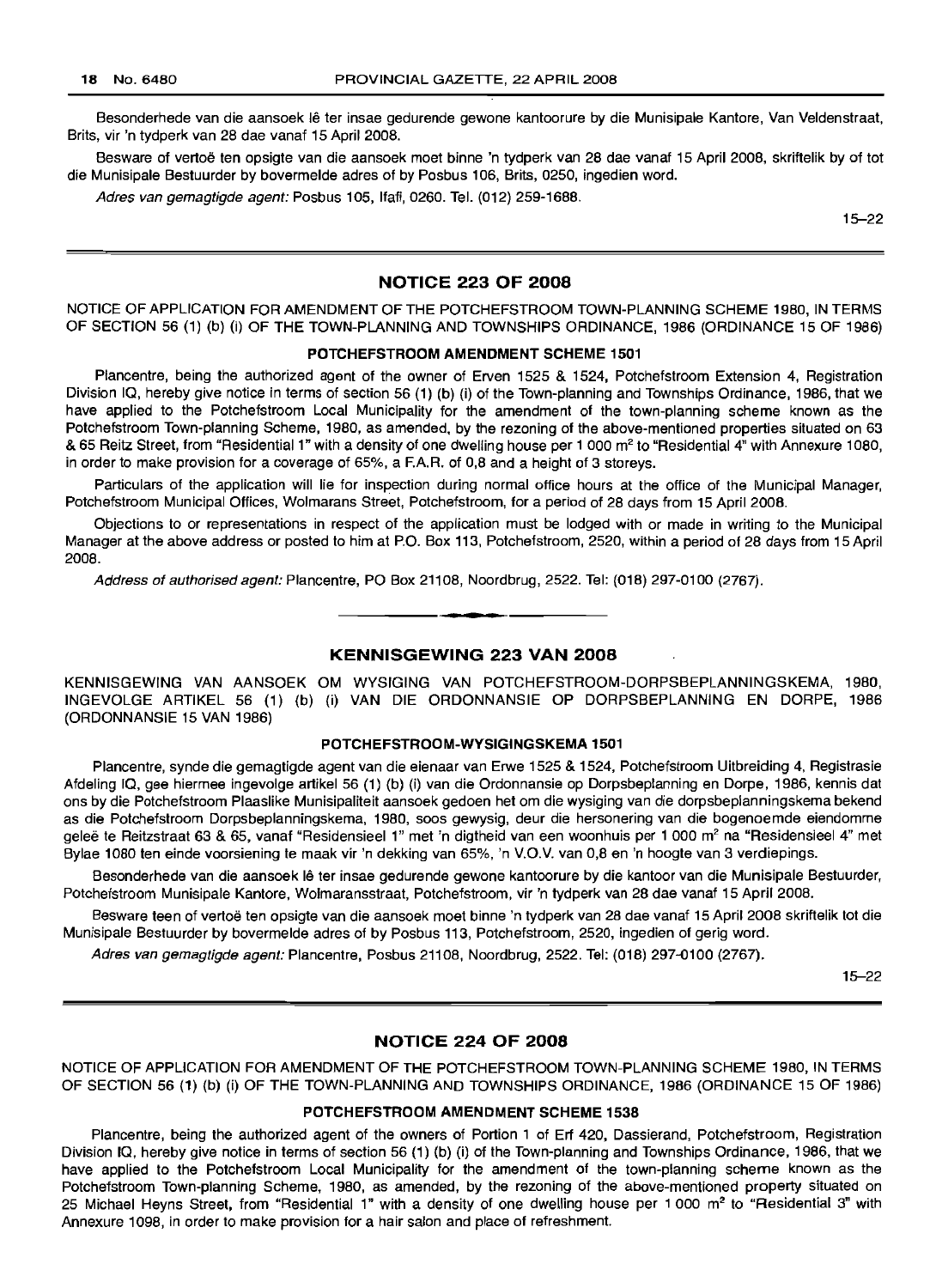Besonderhede van die aansoek lê ter insae gedurende gewone kantoorure by die Munisipale Kantore, Van Veldenstraat, Brits, vir 'n tydperk van 28 dae vanaf 15 April 2008.

Besware of vertoë ten opsigte van die aansoek moet binne 'n tydperk van 28 dae vanaf 15 April 2008, skriftelik by of tot die Munisipale Bestuurder by bovermelde adres of by Posbus 106, Brits, 0250, ingedien word.

*Adres van gemagtigde agent:* Posbus 105, Ifafi, 0260. Tel. (012) 259-1688.

15–22

## NOTICE 223 OF 2008

NOTICE OF APPLICATION FOR AMENDMENT OF THE POTCHEFSTROOM TOWN-PLANNING SCHEME 1980, IN TERMS OF SECTION 56 (1) (b) (i) OF THE TOWN-PLANNING AND TOWNSHIPS ORDINANCE, 1986 (ORDINANCE 15 OF 1986)

### POTCHEFSTROOM AMENDMENT SCHEME 1501

Plancentre, being the authorized agent of the owner of Erven 1525 & 1524, Potchefstroom Extension 4, Registration Division IQ, hereby give notice in terms of section 56 (1) (b) (i) of the Town-planning and Townships Ordinance, 1986, that we have applied to the Potchefstroom Local Municipality for the amendment of the town-planning scheme known as the Potchefstroom Town-planning Scheme, 1980, as amended, by the rezoning of the above-mentioned properties situated on 63 & 65 Reitz Street, from "Residential 1" with a density of one dwelling house per 1 000 m² to "Residential 4" with Annexure 1080, in order to make provision for a coverage of 65%, a F.A.R. of 0,8 and a height of 3 storeys.

Particulars of the application will lie for inspection during normal office hours at the office of the Municipal Manager, Potchefstroom Municipal Offices, Wolmarans Street, Potchefstroom, for a period of 28 days from 15 April 2008.

Objections to or representations in respect of the application must be lodged with or made in writing to the Municipal Manager at the above address or posted to him at P.O. Box 113, Potchefstroom, 2520, within a period of 28 days from 15 April 2008.

*Address of authorised agent:* Plancentre, PO Box 21108, Noordbrug, 2522. Tel: (018) 297-0100 (2767).

## KENNISGEWING 223 VAN 2008

KENNISGEWING VAN AANSOEK OM WYSIGING VAN POTCHEFSTROOM-DORPSBEPLANNINGSKEMA, 1980, INGEVOLGE ARTIKEL 56 (1) (b) (i) VAN DIE ORDONNANSIE OP DORPSBEPLANNING EN DORPE, 1986 (ORDONNANSIE 15 VAN 1986)

### POTCHEFSTROOM-WYSIGINGSKEMA 1501

Plancentre, synde die gemagtigde agent van die eienaar van Erwe 1525 & 1524, Potchefstroom Uitbreiding 4, Registrasie Afdeling IQ, gee hiermee ingevolge artikel 56 (1) (b) (i) van die Ordonnansie op Dorpsbeplanning en Dorpe, 1986, kennis dat ons by die Potchefstroom Plaaslike Munisipaliteit aansoek gedoen het om die wysiging van die dorpsbeplanningskema bekend as die Potchefstroom Dorpsbeplanningskema, 1980, soos gewysig, deur die hersonering van die bogenoemde eiendomme geleë te Reitzstraat 63 & 65, vanaf "Residensieel 1" met 'n digtheid van een woonhuis per 1 000 m² na "Residensieel 4" met Bylae 1080 ten einde voorsiening te maak vir 'n dekking van 65%, 'n V.O.V. van 0,8 en 'n hoogte van 3 verdiepings.

Besonderhede van die aansoek lê ter insae gedurende gewone kantoorure by die kantoor van die Munisipale Bestuurder, Potchefstroom Munisipale Kantore, Wolmaransstraat, Potchefstroom, vir 'n tydperk van 28 dae vanaf 15 April 2008.

Besware teen of vertoë ten opsigte van die aansoek moet binne 'n tydperk van 28 dae vanaf 15 April 2008 skriftelik tot die Munisipale Bestuurder by bovermelde adres of by Posbus 113, Potchefstroom, 2520, ingedien of gerig word.

*Adres van gemagtigde agent:* Plancentre, Posbus 21108, Noordbrug, 2522. Tel: (018) 297-0100 (2767).

15–22

## NOTICE 224 OF 2008

NOTICE OF APPLICATION FOR AMENDMENT OF THE POTCHEFSTROOM TOWN-PLANNING SCHEME 1980, IN TERMS OF SECTION 56 (1) (b) (i) OF THE TOWN-PLANNING AND TOWNSHIPS ORDINANCE, 1986 (ORDINANCE 15 OF 1986)

### POTCHEFSTROOM AMENDMENT SCHEME 1538

Plancentre, being the authorized agent of the owners of Portion 1 of Erf 420, Dassierand, Potchefstroom, Registration Division IQ, hereby give notice in terms of section 56 (1) (b) (i) of the Town-planning and Townships Ordinance, 1986, that we have applied to the Potchefstroom Local Municipality for the amendment of the town-planning scheme known as the Potchefstroom Town-planning Scheme, 1980, as amended, by the rezoning of the above-mentioned property situated on 25 Michael Heyns Street, from "Residential 1" with a density of one dwelling house per 1 000 m² to "Residential 3" with Annexure 1098, in order to make provision for a hair salon and place of refreshment.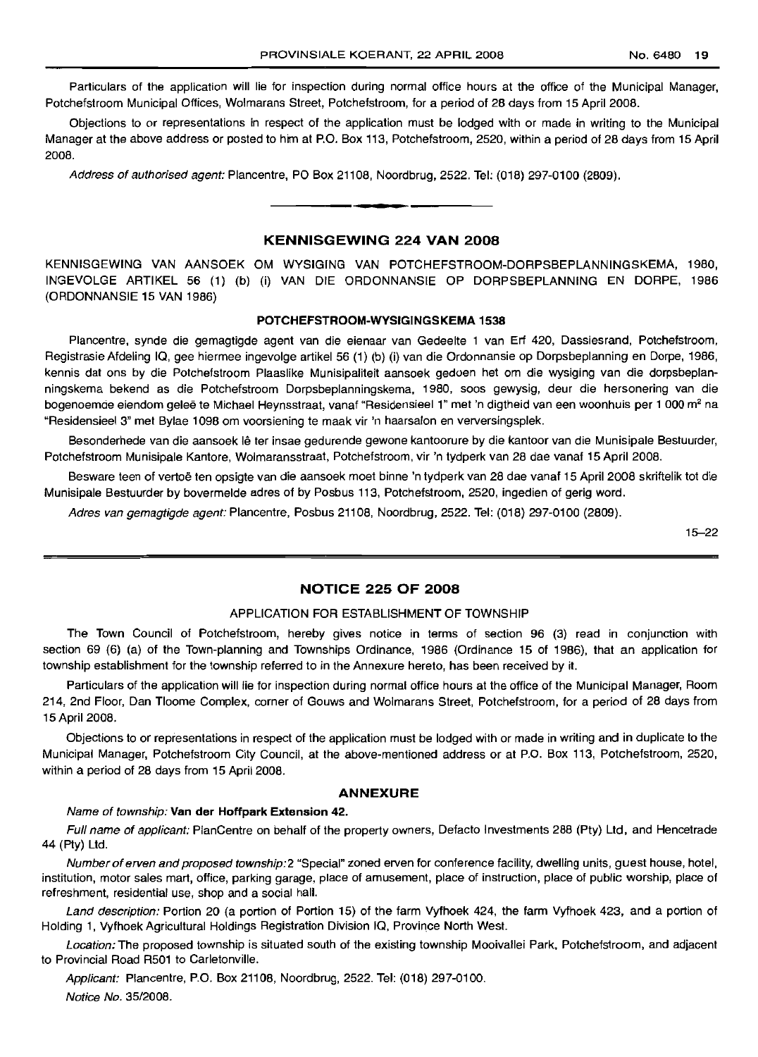Particulars of the application will lie for inspection during normal office hours at the office of the Municipal Manager, Potchefstroom Municipal Offices, Wolmarans Street, Potchefstroom, for a period of 28 days from 15 April 2008.

Objections to or representations in respect of the application must be lodged with or made in writing to the Municipal Manager at the above address or posted to him at P.O. Box 113, Potchefstroom, 2520, within a period of 28 days from 15 April 2008.

*Address of authorised agent:* Plancentre, PO Box 21108, Noordbrug, 2522. Tel: (018) 297-0100 (2809).

---

## KENNISGEWING 224 VAN 2008

KENNISGEWING VAN AANSOEK OM WYSIGING VAN POTCHEFSTROOM-DORPSBEPLANNINGSKEMA, 1980, INGEVOLGE ARTIKEL 56 (1) (b) (i) VAN DIE ORDONNANSIE OP DORPSBEPLANNING EN DORPE, 1986 (ORDONNANSIE 15 VAN 1986)

### POTCHEFSTROOM-WYSIGINGSKEMA 1538

Plancentre, synde die gemagtigde agent van die eienaar van Gedeelte 1 van Erf 420, Dassiesrand, Potchefstroom, Registrasie Afdeling IQ, gee hiermee ingevolge artikel 56 (1) (b) (i) van die Ordonnansie op Dorpsbeplanning en Dorpe, 1986, kennis dat ons by die Potchefstroom Plaaslike Munisipaliteit aansoek gedoen het om die wysiging van die dorpsbeplanningskema bekend as die Potchefstroom Dorpsbeplanningskema, 1980, soos gewysig, deur die hersonering van die bogenoemde eiendom geleë te Michael Heynsstraat, vanaf "Residensieel 1" met 'n digtheid van een woonhuis per 1 000 m² na "Residensieel 3" met Bylae 1098 om voorsiening te maak vir 'n haarsalon en verversingsplek.

Besonderhede van die aansoek lê ter insae gedurende gewone kantoorure by die kantoor van die Munisipale Bestuurder, Potchefstroom Munisipale Kantore, Wolmaransstraat, Potchefstroom, vir 'n tydperk van 28 dae vanaf 15 April 2008.

Besware teen of vertoë ten opsigte van die aansoek moet binne 'n tydperk van 28 dae vanaf 15 April 2008 skriftelik tot die Munisipale Bestuurder by bovermelde adres of by Posbus 113, Potchefstroom, 2520, ingedien of gerig word.

*Adres van gemagtigde agent:* Plancentre, Posbus 21108, Noordbrug, 2522. Tel: (018) 297-0100 (2809).

15–22

---

## NOTICE 225 OF 2008

APPLICATION FOR ESTABLISHMENT OF TOWNSHIP

The Town Council of Potchefstroom, hereby gives notice in terms of section 96 (3) read in conjunction with section 69 (6) (a) of the Town-planning and Townships Ordinance, 1986 (Ordinance 15 of 1986), that an application for township establishment for the township referred to in the Annexure hereto, has been received by it.

Particulars of the application will lie for inspection during normal office hours at the office of the Municipal Manager, Room 214, 2nd Floor, Dan Tloome Complex, corner of Gouws and Wolmarans Street, Potchefstroom, for a period of 28 days from 15 April 2008.

Objections to or representations in respect of the application must be lodged with or made in writing and in duplicate to the Municipal Manager, Potchefstroom City Council, at the above-mentioned address or at P.O. Box 113, Potchefstroom, 2520, within a period of 28 days from 15 April 2008.

### ANNEXURE

*Name of township:* **Van der Hoffpark Extension 42.**

*Full name of applicant:* PlanCentre on behalf of the property owners, Defacto Investments 288 (Pty) Ltd, and Hencetrade 44 (Pty) Ltd.

*Number of erven and proposed township:* 2 "Special" zoned erven for conference facility, dwelling units, guest house, hotel, institution, motor sales mart, office, parking garage, place of amusement, place of instruction, place of public worship, place of refreshment, residential use, shop and a social hall.

*Land description:* Portion 20 (a portion of Portion 15) of the farm Vyfhoek 424, the farm Vyfhoek 423, and a portion of Holding 1, Vyfhoek Agricultural Holdings Registration Division IQ, Province North West.

*Location:* The proposed township is situated south of the existing township Mooivallei Park, Potchefstroom, and adjacent to Provincial Road R501 to Carletonville.

*Applicant:* Plancentre, P.O. Box 21108, Noordbrug, 2522. Tel: (018) 297-0100.

*Notice No.* 35/2008.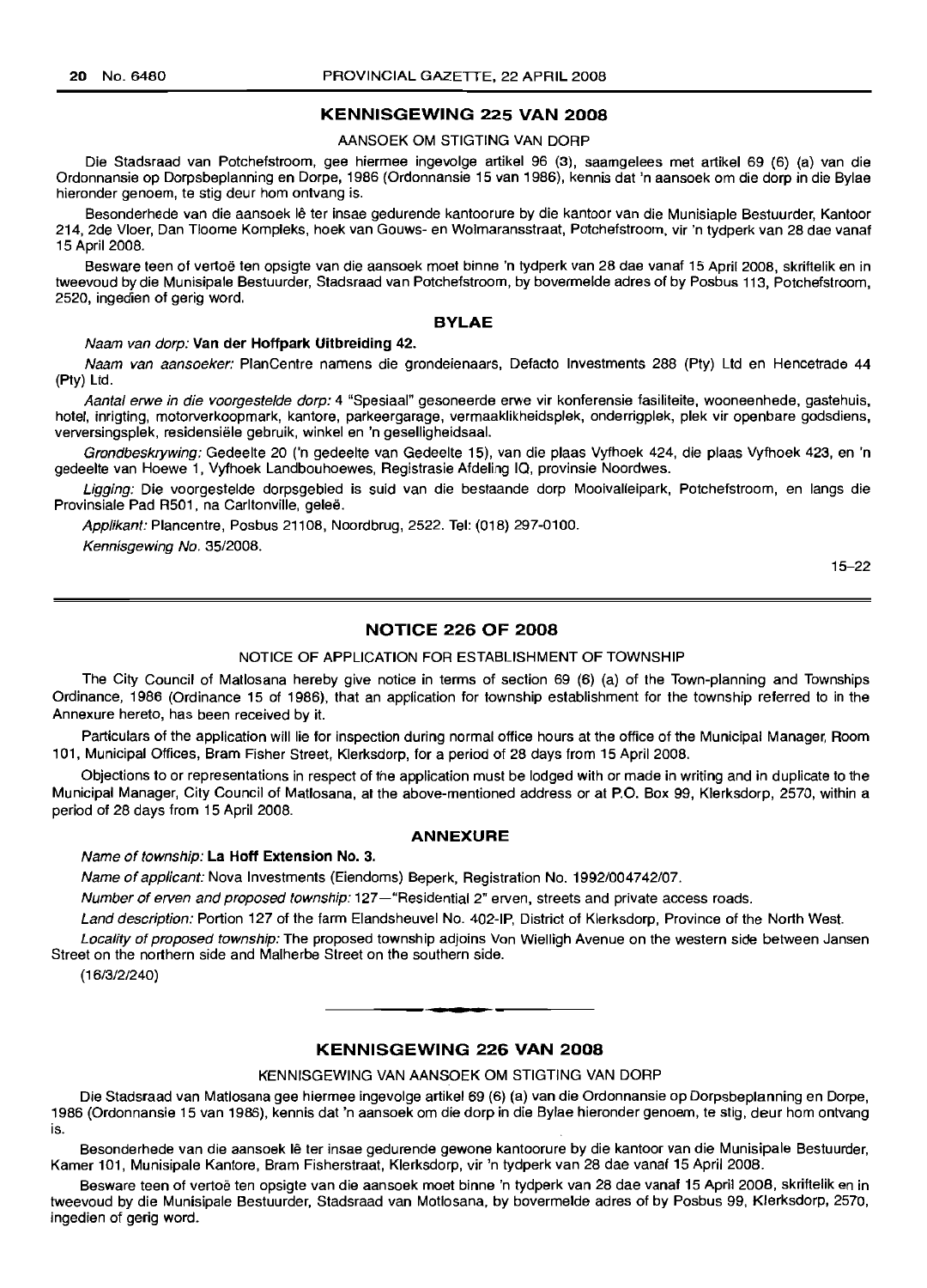## KENNISGEWING 225 VAN 2008

AANSOEK OM STIGTING VAN DORP

Die Stadsraad van Potchefstroom, gee hiermee ingevolge artikel 96 (3), saamgelees met artikel 69 (6) (a) van die Ordonnansie op Dorpsbeplanning en Dorpe, 1986 (Ordonnansie 15 van 1986), kennis dat 'n aansoek om die dorp in die Bylae hieronder genoem, te stig deur hom ontvang is.

Besonderhede van die aansoek lê ter insae gedurende kantoorure by die kantoor van die Munisiaple Bestuurder, Kantoor 214, 2de Vloer, Dan Tloome Kompleks, hoek van Gouws- en Wolmaransstraat, Potchefstroom, vir 'n tydperk van 28 dae vanaf 15 April 2008.

Besware teen of vertoë ten opsigte van die aansoek moet binne 'n tydperk van 28 dae vanaf 15 April 2008, skriftelik en in tweevoud by die Munisipale Bestuurder, Stadsraad van Potchefstroom, by bovermelde adres of by Posbus 113, Potchefstroom, 2520, ingedien of gerig word.

### BYLAE

*Naam van dorp:* **Van der Hoffpark Uitbreiding 42.**

*Naam van aansoeker:* PlanCentre namens die grondeienaars, Defacto Investments 288 (Pty) Ltd en Hencetrade 44 (Pty) Ltd.

*Aantal erwe in die voorgestelde dorp:* 4 "Spesiaal" gesoneerde erwe vir konferensie fasiliteite, wooneenhede, gastehuis, hotel, inrigting, motorverkoopmark, kantore, parkeergarage, vermaaklikheidsplek, onderrigplek, plek vir openbare godsdiens, verversingsplek, residensiële gebruik, winkel en 'n geselligheidsaal.

*Grondbeskrywing:* Gedeelte 20 ('n gedeelte van Gedeelte 15), van die plaas Vyfhoek 424, die plaas Vyfhoek 423, en 'n gedeelte van Hoewe 1, Vyfhoek Landbouhoewes, Registrasie Afdeling IQ, provinsie Noordwes.

*Ligging:* Die voorgestelde dorpsgebied is suid van die bestaande dorp Mooivalleipark, Potchefstroom, en langs die Provinsiale Pad R501, na Carltonville, geleë.

*Applikant:* Plancentre, Posbus 21108, Noordbrug, 2522. Tel: (018) 297-0100.

*Kennisgewing No.* 35/2008.

15–22

## NOTICE 226 OF 2008

NOTICE OF APPLICATION FOR ESTABLISHMENT OF TOWNSHIP

The City Council of Matlosana hereby give notice in terms of section 69 (6) (a) of the Town-planning and Townships Ordinance, 1986 (Ordinance 15 of 1986), that an application for township establishment for the township referred to in the Annexure hereto, has been received by it.

Particulars of the application will lie for inspection during normal office hours at the office of the Municipal Manager, Room 101, Municipal Offices, Bram Fisher Street, Klerksdorp, for a period of 28 days from 15 April 2008.

Objections to or representations in respect of the application must be lodged with or made in writing and in duplicate to the Municipal Manager, City Council of Matlosana, at the above-mentioned address or at P.O. Box 99, Klerksdorp, 2570, within a period of 28 days from 15 April 2008.

### ANNEXURE

*Name of township:* **La Hoff Extension No. 3.**

*Name of applicant:* Nova Investments (Eiendoms) Beperk, Registration No. 1992/004742/07.

*Number of erven and proposed township:* 127—"Residential 2" erven, streets and private access roads.

*Land description:* Portion 127 of the farm Elandsheuvel No. 402-IP, District of Klerksdorp, Province of the North West.

*Locality of proposed township:* The proposed township adjoins Von Wielligh Avenue on the western side between Jansen Street on the northern side and Malherbe Street on the southern side.

(16/3/2/240)

## KENNISGEWING 226 VAN 2008

KENNISGEWING VAN AANSOEK OM STIGTING VAN DORP

Die Stadsraad van Matlosana gee hiermee ingevolge artikel 69 (6) (a) van die Ordonnansie op Dorpsbeplanning en Dorpe, 1986 (Ordonnansie 15 van 1986), kennis dat 'n aansoek om die dorp in die Bylae hieronder genoem, te stig, deur hom ontvang is.

Besonderhede van die aansoek lê ter insae gedurende gewone kantoorure by die kantoor van die Munisipale Bestuurder, Kamer 101, Munisipale Kantore, Bram Fisherstraat, Klerksdorp, vir 'n tydperk van 28 dae vanaf 15 April 2008.

Besware teen of vertoë ten opsigte van die aansoek moet binne 'n tydperk van 28 dae vanaf 15 April 2008, skriftelik en in tweevoud by die Munisipale Bestuurder, Stadsraad van Motlosana, by bovermelde adres of by Posbus 99, Klerksdorp, 2570, ingedien of gerig word.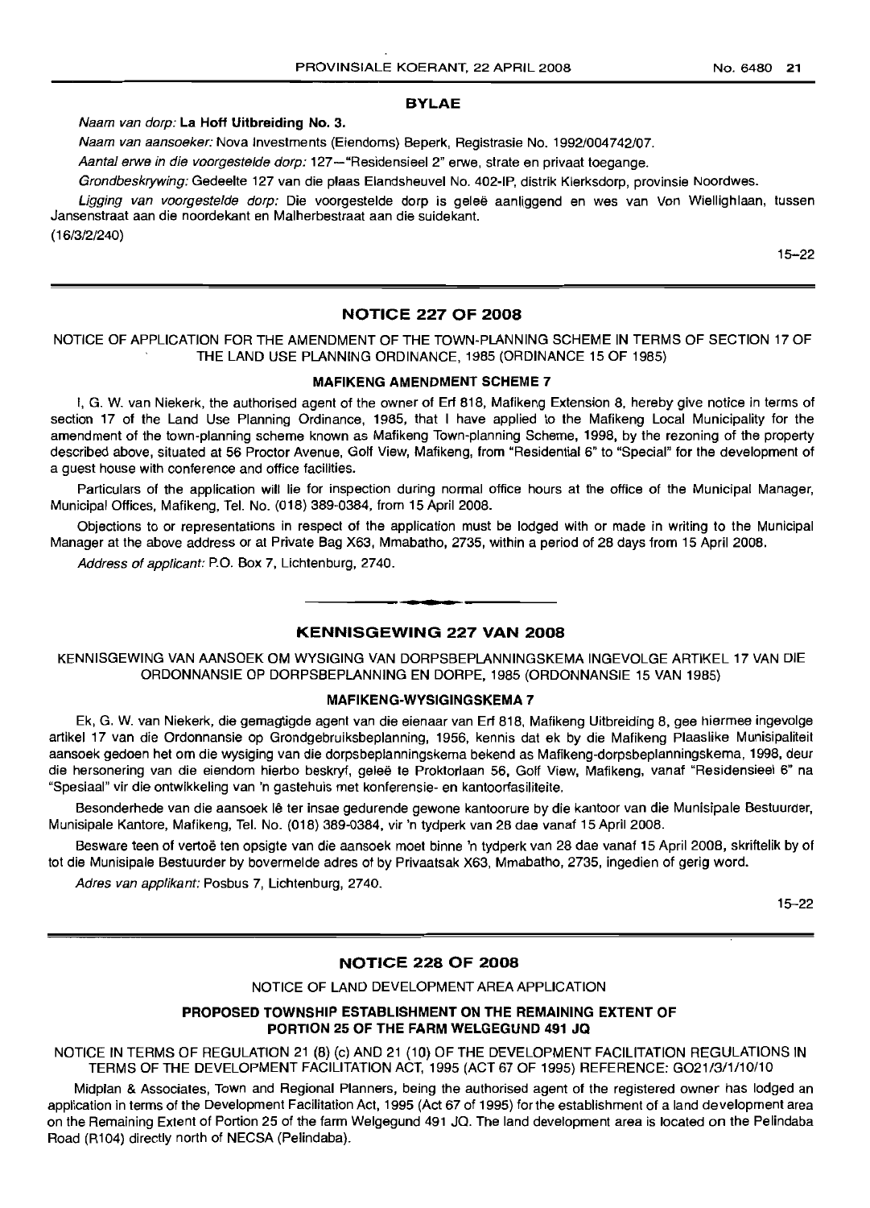**BYLAE**

*Naam van dorp:* **La Hoff Uitbreiding No. 3.**

*Naam van aansoeker:* Nova Investments (Eiendoms) Beperk, Registrasie No. 1992/004742/07.

*Aantal erwe in die voorgestelde dorp:* 127—"Residensieel 2" erwe, strate en privaat toegange.

*Grondbeskrywing:* Gedeelte 127 van die plaas Elandsheuvel No. 402-IP, distrik Klerksdorp, provinsie Noordwes.

*Ligging van voorgestelde dorp:* Die voorgestelde dorp is geleë aanliggend en wes van Von Wiellighlaan, tussen Jansenstraat aan die noordekant en Malherbestraat aan die suidekant.

(16/3/2/240)

15–22

## NOTICE 227 OF 2008

NOTICE OF APPLICATION FOR THE AMENDMENT OF THE TOWN-PLANNING SCHEME IN TERMS OF SECTION 17 OF THE LAND USE PLANNING ORDINANCE, 1985 (ORDINANCE 15 OF 1985)

**MAFIKENG AMENDMENT SCHEME 7**

I, G. W. van Niekerk, the authorised agent of the owner of Erf 818, Mafikeng Extension 8, hereby give notice in terms of section 17 of the Land Use Planning Ordinance, 1985, that I have applied to the Mafikeng Local Municipality for the amendment of the town-planning scheme known as Mafikeng Town-planning Scheme, 1998, by the rezoning of the property described above, situated at 56 Proctor Avenue, Golf View, Mafikeng, from "Residential 6" to "Special" for the development of a guest house with conference and office facilities.

Particulars of the application will lie for inspection during normal office hours at the office of the Municipal Manager, Municipal Offices, Mafikeng, Tel. No. (018) 389-0384, from 15 April 2008.

Objections to or representations in respect of the application must be lodged with or made in writing to the Municipal Manager at the above address or at Private Bag X63, Mmabatho, 2735, within a period of 28 days from 15 April 2008.

*Address of applicant:* P.O. Box 7, Lichtenburg, 2740.

## KENNISGEWING 227 VAN 2008

KENNISGEWING VAN AANSOEK OM WYSIGING VAN DORPSBEPLANNINGSKEMA INGEVOLGE ARTIKEL 17 VAN DIE ORDONNANSIE OP DORPSBEPLANNING EN DORPE, 1985 (ORDONNANSIE 15 VAN 1985)

**MAFIKENG-WYSIGINGSKEMA 7**

Ek, G. W. van Niekerk, die gemagtigde agent van die eienaar van Erf 818, Mafikeng Uitbreiding 8, gee hiermee ingevolge artikel 17 van die Ordonnansie op Grondgebruiksbeplanning, 1956, kennis dat ek by die Mafikeng Plaaslike Munisipaliteit aansoek gedoen het om die wysiging van die dorpsbeplanningskema bekend as Mafikeng-dorpsbeplanningskema, 1998, deur die hersonering van die eiendom hierbo beskryf, geleë te Proktorlaan 56, Golf View, Mafikeng, vanaf "Residensieel 6" na "Spesiaal" vir die ontwikkeling van 'n gastehuis met konferensie- en kantoorfasiliteite.

Besonderhede van die aansoek lê ter insae gedurende gewone kantoorure by die kantoor van die Munisipale Bestuurder, Munisipale Kantore, Mafikeng, Tel. No. (018) 389-0384, vir 'n tydperk van 28 dae vanaf 15 April 2008.

Besware teen of vertoë ten opsigte van die aansoek moet binne 'n tydperk van 28 dae vanaf 15 April 2008, skriftelik by of tot die Munisipale Bestuurder by bovermelde adres of by Privaatsak X63, Mmabatho, 2735, ingedien of gerig word.

*Adres van applikant:* Posbus 7, Lichtenburg, 2740.

15–22

## NOTICE 228 OF 2008

NOTICE OF LAND DEVELOPMENT AREA APPLICATION

**PROPOSED TOWNSHIP ESTABLISHMENT ON THE REMAINING EXTENT OF PORTION 25 OF THE FARM WELGEGUND 491 JQ**

NOTICE IN TERMS OF REGULATION 21 (8) (c) AND 21 (10) OF THE DEVELOPMENT FACILITATION REGULATIONS IN TERMS OF THE DEVELOPMENT FACILITATION ACT, 1995 (ACT 67 OF 1995) REFERENCE: GO21/3/1/10/10

Midplan & Associates, Town and Regional Planners, being the authorised agent of the registered owner has lodged an application in terms of the Development Facilitation Act, 1995 (Act 67 of 1995) for the establishment of a land development area on the Remaining Extent of Portion 25 of the farm Welgegund 491 JQ. The land development area is located on the Pelindaba Road (R104) directly north of NECSA (Pelindaba).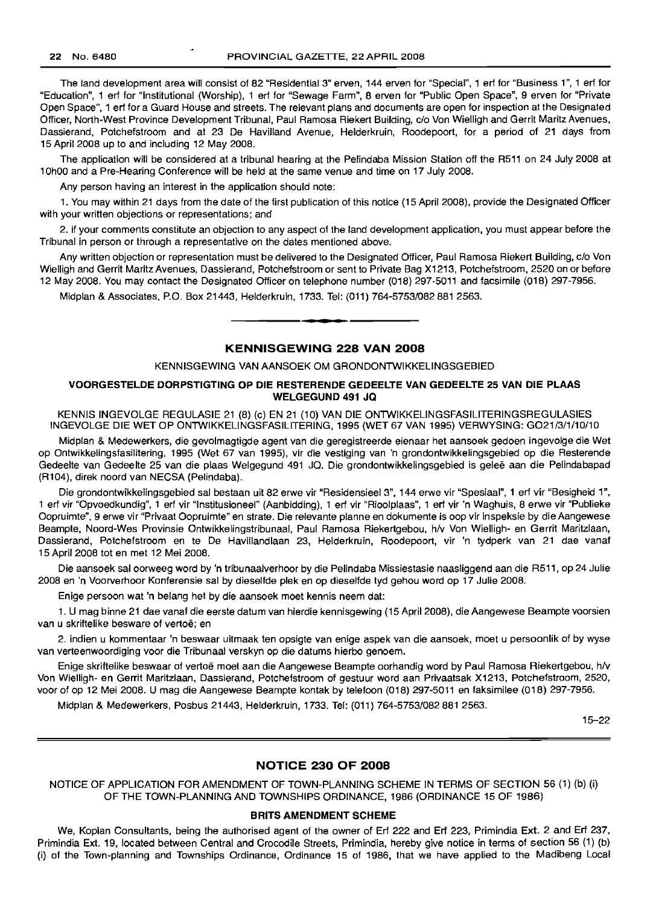The land development area will consist of 82 "Residential 3" erven, 144 erven for "Special", 1 erf for "Business 1", 1 erf for "Education", 1 erf for "Institutional (Worship), 1 erf for "Sewage Farm", 8 erven for "Public Open Space", 9 erven for "Private Open Space", 1 erf for a Guard House and streets. The relevant plans and documents are open for inspection at the Designated Officer, North-West Province Development Tribunal, Paul Ramosa Riekert Building, c/o Von Wielligh and Gerrit Maritz Avenues, Dassierand, Potchefstroom and at 23 De Havilland Avenue, Helderkruin, Roodepoort, for a period of 21 days from 15 April 2008 up to and including 12 May 2008.

The application will be considered at a tribunal hearing at the Pelindaba Mission Station off the R511 on 24 July 2008 at 10h00 and a Pre-Hearing Conference will be held at the same venue and time on 17 July 2008.

Any person having an interest in the application should note:

1. You may within 21 days from the date of the first publication of this notice (15 April 2008), provide the Designated Officer with your written objections or representations; and

2. if your comments constitute an objection to any aspect of the land development application, you must appear before the Tribunal in person or through a representative on the dates mentioned above.

Any written objection or representation must be delivered to the Designated Officer, Paul Ramosa Riekert Building, c/o Von Wielligh and Gerrit Maritz Avenues, Dassierand, Potchefstroom or sent to Private Bag X1213, Potchefstroom, 2520 on or before 12 May 2008. You may contact the Designated Officer on telephone number (018) 297-5011 and facsimile (018) 297-7956.

Midplan & Associates, P.O. Box 21443, Helderkruin, 1733. Tel: (011) 764-5753/082 881 2563.

---

## KENNISGEWING 228 VAN 2008

KENNISGEWING VAN AANSOEK OM GRONDONTWIKKELINGSGEBIED

**VOORGESTELDE DORPSTIGTING OP DIE RESTERENDE GEDEELTE VAN GEDEELTE 25 VAN DIE PLAAS WELGEGUND 491 JQ**

KENNIS INGEVOLGE REGULASIE 21 (8) (c) EN 21 (10) VAN DIE ONTWIKKELINGSFASILITERINGSREGULASIES INGEVOLGE DIE WET OP ONTWIKKELINGSFASILITERING, 1995 (WET 67 VAN 1995) VERWYSING: GO21/3/1/10/10

Midplan & Medewerkers, die gevolmagtigde agent van die geregistreerde eienaar het aansoek gedoen ingevolge die Wet op Ontwikkelingsfasilitering, 1995 (Wet 67 van 1995), vir die vestiging van 'n grondontwikkelingsgebied op die Resterende Gedeelte van Gedeelte 25 van die plaas Welgegund 491 JQ. Die grondontwikkelingsgebied is geleë aan die Pelindabapad (R104), direk noord van NECSA (Pelindaba).

Die grondontwikkelingsgebied sal bestaan uit 82 erwe vir "Residensieel 3", 144 erwe vir "Spesiaal", 1 erf vir "Besigheid 1", 1 erf vir "Opvoedkundig", 1 erf vir "Institusioneel" (Aanbidding), 1 erf vir "Rioolplaas", 1 erf vir 'n Waghuis, 8 erwe vir "Publieke Oopruimte", 9 erwe vir "Privaat Oopruimte" en strate. Die relevante planne en dokumente is oop vir inspeksie by die Aangewese Beampte, Noord-Wes Provinsie Ontwikkelingstribunaal, Paul Ramosa Riekertgebou, h/v Von Wielligh- en Gerrit Maritzlaan, Dassierand, Potchefstroom en te De Havillandlaan 23, Helderkruin, Roodepoort, vir 'n tydperk van 21 dae vanaf 15 April 2008 tot en met 12 Mei 2008.

Die aansoek sal oorweeg word by 'n tribunaalverhoor by die Pelindaba Missiestasie naasliggend aan die R511, op 24 Julie 2008 en 'n Voorverhoor Konferensie sal by dieselfde plek en op dieselfde tyd gehou word op 17 Julie 2008.

Enige persoon wat 'n belang het by die aansoek moet kennis neem dat:

1. U mag binne 21 dae vanaf die eerste datum van hierdie kennisgewing (15 April 2008), die Aangewese Beampte voorsien van u skriftelike besware of vertoë; en

2. indien u kommentaar 'n beswaar uitmaak ten opsigte van enige aspek van die aansoek, moet u persoonlik of by wyse van verteenwoordiging voor die Tribunaal verskyn op die datums hierbo genoem.

Enige skriftelike beswaar of vertoë moet aan die Aangewese Beampte oorhandig word by Paul Ramosa Riekertgebou, h/v Von Wielligh- en Gerrit Maritzlaan, Dassierand, Potchefstroom of gestuur word aan Privaatsak X1213, Potchefstroom, 2520, voor of op 12 Mei 2008. U mag die Aangewese Beampte kontak by telefoon (018) 297-5011 en faksimilee (018) 297-7956.

Midplan & Medewerkers, Posbus 21443, Helderkruin, 1733. Tel: (011) 764-5753/082 881 2563.

15–22

---

## NOTICE 230 OF 2008

NOTICE OF APPLICATION FOR AMENDMENT OF TOWN-PLANNING SCHEME IN TERMS OF SECTION 56 (1) (b) (i) OF THE TOWN-PLANNING AND TOWNSHIPS ORDINANCE, 1986 (ORDINANCE 15 OF 1986)

**BRITS AMENDMENT SCHEME**

We, Koplan Consultants, being the authorised agent of the owner of Erf 222 and Erf 223, Primindia Ext. 2 and Erf 237, Primindia Ext. 19, located between Central and Crocodile Streets, Primindia, hereby give notice in terms of section 56 (1) (b) (i) of the Town-planning and Townships Ordinance, Ordinance 15 of 1986, that we have applied to the Madibeng Local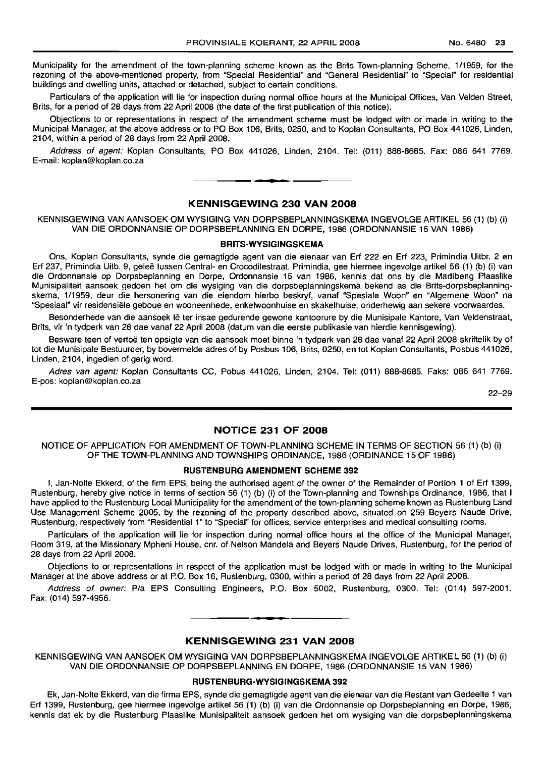Municipality for the amendment of the town-planning scheme known as the Brits Town-planning Scheme, 1/1959, for the rezoning of the above-mentioned property, from "Special Residential" and "General Residential" to "Special" for residential buildings and dwelling units, attached or detached, subject to certain conditions.

Particulars of the application will lie for inspection during normal office hours at the Municipal Offices, Van Velden Street, Brits, for a period of 28 days from 22 April 2008 (the date of the first publication of this notice).

Objections to or representations in respect of the amendment scheme must be lodged with or made in writing to the Municipal Manager, at the above address or to PO Box 106, Brits, 0250, and to Koplan Consultants, PO Box 441026, Linden, 2104, within a period of 28 days from 22 April 2008.

*Address of agent:* Koplan Consultants, PO Box 441026, Linden, 2104. Tel: (011) 888-8685. Fax: 086 641 7769. E-mail: koplan@koplan.co.za

## KENNISGEWING 230 VAN 2008

KENNISGEWING VAN AANSOEK OM WYSIGING VAN DORPSBEPLANNINGSKEMA INGEVOLGE ARTIKEL 56 (1) (b) (i) VAN DIE ORDONNANSIE OP DORPSBEPLANNING EN DORPE, 1986 (ORDONNANSIE 15 VAN 1986)

**BRITS-WYSIGINGSKEMA**

Ons, Koplan Consultants, synde die gemagtigde agent van die eienaar van Erf 222 en Erf 223, Primindia Uitbr. 2 en Erf 237, Primindia Uitb. 9, geleë tussen Central- en Crocodilestraat, Primindia, gee hiermee ingevolge artikel 56 (1) (b) (i) van die Ordonnansie op Dorpsbeplanning en Dorpe, Ordonnansie 15 van 1986, kennis dat ons by die Madibeng Plaaslike Munisipaliteit aansoek gedoen het om die wysiging van die dorpsbeplanningskema bekend as die Brits-dorpsbeplanningskema, 1/1959, deur die hersonering van die eiendom hierbo beskryf, vanaf "Spesiale Woon" en "Algemene Woon" na "Spesiaal" vir residensiële geboue en wooneenhede, enkelwoonhuise en skakelhuise, onderhewig aan sekere voorwaardes.

Besonderhede van die aansoek lê ter insae gedurende gewone kantoorure by die Munisipale Kantore, Van Veldenstraat, Brits, vir 'n tydperk van 28 dae vanaf 22 April 2008 (datum van die eerste publikasie van hierdie kennisgewing).

Besware teen of vertoë ten opsigte van die aansoek moet binne 'n tydperk van 28 dae vanaf 22 April 2008 skriftelik by of tot die Munisipale Bestuurder, by bovermelde adres of by Posbus 106, Brits, 0250, en tot Koplan Consultants, Posbus 441026, Linden, 2104, ingedien of gerig word.

*Adres van agent:* Koplan Consultants CC, Pobus 441026, Linden, 2104. Tel: (011) 888-8685. Faks: 086 641 7769. E-pos: koplan@koplan.co.za

22–29

## NOTICE 231 OF 2008

NOTICE OF APPLICATION FOR AMENDMENT OF TOWN-PLANNING SCHEME IN TERMS OF SECTION 56 (1) (b) (i) OF THE TOWN-PLANNING AND TOWNSHIPS ORDINANCE, 1986 (ORDINANCE 15 OF 1986)

**RUSTENBURG AMENDMENT SCHEME 392**

I, Jan-Nolte Ekkerd, of the firm EPS, being the authorised agent of the owner of the Remainder of Portion 1 of Erf 1399, Rustenburg, hereby give notice in terms of section 56 (1) (b) (i) of the Town-planning and Townships Ordinance, 1986, that I have applied to the Rustenburg Local Municipality for the amendment of the town-planning scheme known as Rustenburg Land Use Management Scheme 2005, by the rezoning of the property described above, situated on 259 Beyers Naude Drive, Rustenburg, respectively from "Residential 1" to "Special" for offices, service enterprises and medical consulting rooms.

Particulars of the application will lie for inspection during normal office hours at the office of the Municipal Manager, Room 319, at the Missionary Mpheni House, cnr. of Nelson Mandela and Beyers Naude Drives, Rustenburg, for the period of 28 days from 22 April 2008.

Objections to or representations in respect of the application must be lodged with or made in writing to the Municipal Manager at the above address or at P.O. Box 16, Rustenburg, 0300, within a period of 28 days from 22 April 2008.

*Address of owner:* P/a EPS Consulting Engineers, P.O. Box 5002, Rustenburg, 0300. Tel: (014) 597-2001. Fax: (014) 597-4956.

## KENNISGEWING 231 VAN 2008

KENNISGEWING VAN AANSOEK OM WYSIGING VAN DORPSBEPLANNINGSKEMA INGEVOLGE ARTIKEL 56 (1) (b) (i) VAN DIE ORDONNANSIE OP DORPSBEPLANNING EN DORPE, 1986 (ORDONNANSIE 15 VAN 1986)

**RUSTENBURG-WYSIGINGSKEMA 392**

Ek, Jan-Nolte Ekkerd, van die firma EPS, synde die gemagtigde agent van die eienaar van die Restant van Gedeelte 1 van Erf 1399, Rustenburg, gee hiermee ingevolge artikel 56 (1) (b) (i) van die Ordonnansie op Dorpsbeplanning en Dorpe, 1986, kennis dat ek by die Rustenburg Plaaslike Munisipaliteit aansoek gedoen het om wysiging van die dorpsbeplanningskema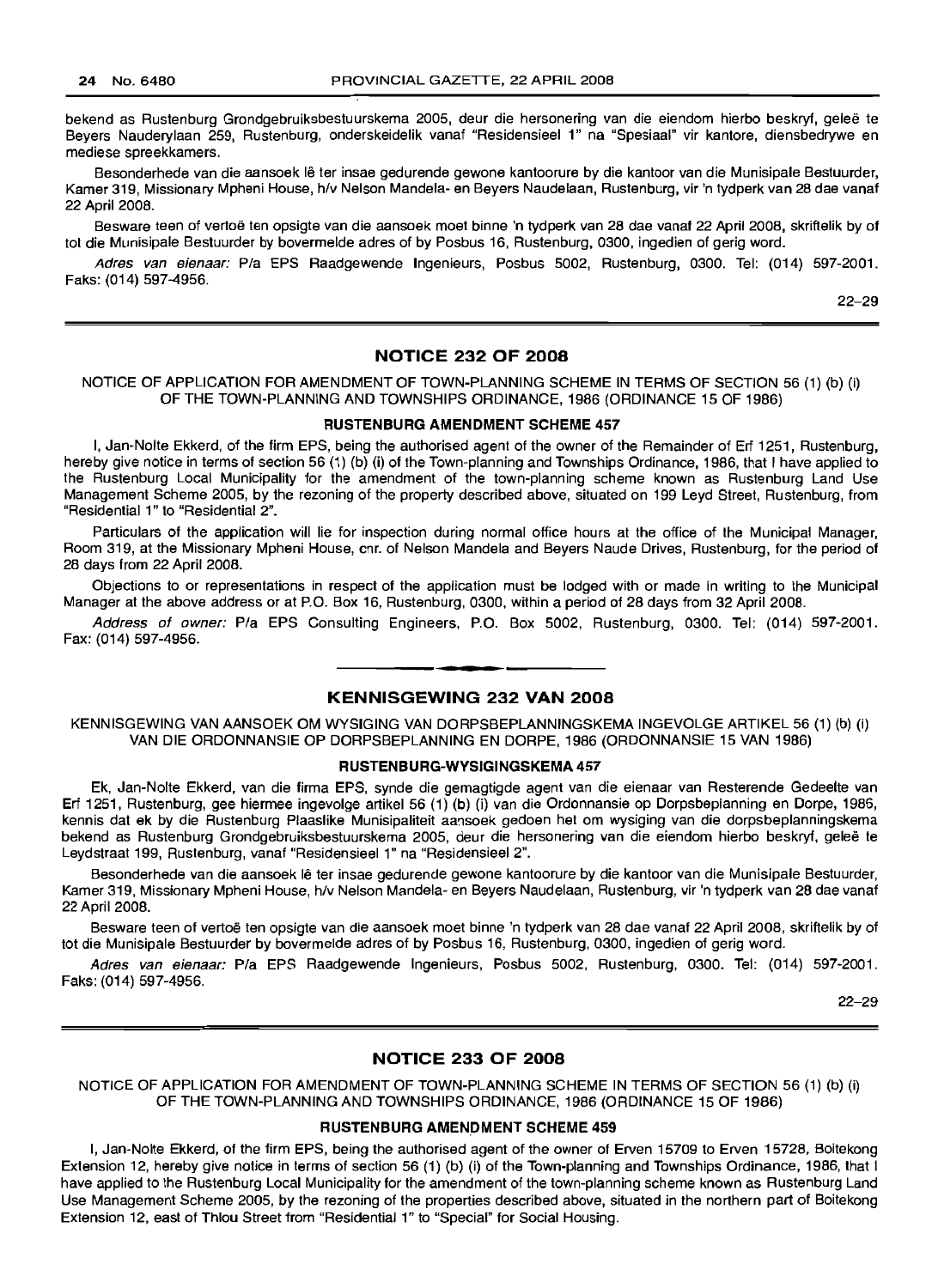bekend as Rustenburg Grondgebruiksbestuurskema 2005, deur die hersonering van die eiendom hierbo beskryf, geleë te Beyers Nauderylaan 259, Rustenburg, onderskeidelik vanaf "Residensieel 1" na "Spesiaal" vir kantore, diensbedrywe en mediese spreekkamers.

Besonderhede van die aansoek lê ter insae gedurende gewone kantoorure by die kantoor van die Munisipale Bestuurder, Kamer 319, Missionary Mpheni House, h/v Nelson Mandela- en Beyers Naudelaan, Rustenburg, vir 'n tydperk van 28 dae vanaf 22 April 2008.

Besware teen of vertoë ten opsigte van die aansoek moet binne 'n tydperk van 28 dae vanaf 22 April 2008, skriftelik by of tot die Munisipale Bestuurder by bovermelde adres of by Posbus 16, Rustenburg, 0300, ingedien of gerig word.

*Adres van eienaar:* P/a EPS Raadgewende Ingenieurs, Posbus 5002, Rustenburg, 0300. Tel: (014) 597-2001. Faks: (014) 597-4956.

22–29

## NOTICE 232 OF 2008

NOTICE OF APPLICATION FOR AMENDMENT OF TOWN-PLANNING SCHEME IN TERMS OF SECTION 56 (1) (b) (i) OF THE TOWN-PLANNING AND TOWNSHIPS ORDINANCE, 1986 (ORDINANCE 15 OF 1986)

### RUSTENBURG AMENDMENT SCHEME 457

I, Jan-Nolte Ekkerd, of the firm EPS, being the authorised agent of the owner of the Remainder of Erf 1251, Rustenburg, hereby give notice in terms of section 56 (1) (b) (i) of the Town-planning and Townships Ordinance, 1986, that I have applied to the Rustenburg Local Municipality for the amendment of the town-planning scheme known as Rustenburg Land Use Management Scheme 2005, by the rezoning of the property described above, situated on 199 Leyd Street, Rustenburg, from "Residential 1" to "Residential 2".

Particulars of the application will lie for inspection during normal office hours at the office of the Municipal Manager, Room 319, at the Missionary Mpheni House, cnr. of Nelson Mandela and Beyers Naude Drives, Rustenburg, for the period of 28 days from 22 April 2008.

Objections to or representations in respect of the application must be lodged with or made in writing to the Municipal Manager at the above address or at P.O. Box 16, Rustenburg, 0300, within a period of 28 days from 32 April 2008.

*Address of owner:* P/a EPS Consulting Engineers, P.O. Box 5002, Rustenburg, 0300. Tel: (014) 597-2001. Fax: (014) 597-4956.

## KENNISGEWING 232 VAN 2008

KENNISGEWING VAN AANSOEK OM WYSIGING VAN DORPSBEPLANNINGSKEMA INGEVOLGE ARTIKEL 56 (1) (b) (i) VAN DIE ORDONNANSIE OP DORPSBEPLANNING EN DORPE, 1986 (ORDONNANSIE 15 VAN 1986)

### RUSTENBURG-WYSIGINGSKEMA 457

Ek, Jan-Nolte Ekkerd, van die firma EPS, synde die gemagtigde agent van die eienaar van Resterende Gedeelte van Erf 1251, Rustenburg, gee hiermee ingevolge artikel 56 (1) (b) (i) van die Ordonnansie op Dorpsbeplanning en Dorpe, 1986, kennis dat ek by die Rustenburg Plaaslike Munisipaliteit aansoek gedoen het om wysiging van die dorpsbeplanningskema bekend as Rustenburg Grondgebruiksbestuurskema 2005, deur die hersonering van die eiendom hierbo beskryf, geleë te Leydstraat 199, Rustenburg, vanaf "Residensieel 1" na "Residensieel 2".

Besonderhede van die aansoek lê ter insae gedurende gewone kantoorure by die kantoor van die Munisipale Bestuurder, Kamer 319, Missionary Mpheni House, h/v Nelson Mandela- en Beyers Naudelaan, Rustenburg, vir 'n tydperk van 28 dae vanaf 22 April 2008.

Besware teen of vertoë ten opsigte van die aansoek moet binne 'n tydperk van 28 dae vanaf 22 April 2008, skriftelik by of tot die Munisipale Bestuurder by bovermelde adres of by Posbus 16, Rustenburg, 0300, ingedien of gerig word.

*Adres van eienaar:* P/a EPS Raadgewende Ingenieurs, Posbus 5002, Rustenburg, 0300. Tel: (014) 597-2001. Faks: (014) 597-4956.

22–29

## NOTICE 233 OF 2008

NOTICE OF APPLICATION FOR AMENDMENT OF TOWN-PLANNING SCHEME IN TERMS OF SECTION 56 (1) (b) (i) OF THE TOWN-PLANNING AND TOWNSHIPS ORDINANCE, 1986 (ORDINANCE 15 OF 1986)

### RUSTENBURG AMENDMENT SCHEME 459

I, Jan-Nolte Ekkerd, of the firm EPS, being the authorised agent of the owner of Erven 15709 to Erven 15728, Boitekong Extension 12, hereby give notice in terms of section 56 (1) (b) (i) of the Town-planning and Townships Ordinance, 1986, that I have applied to the Rustenburg Local Municipality for the amendment of the town-planning scheme known as Rustenburg Land Use Management Scheme 2005, by the rezoning of the properties described above, situated in the northern part of Boitekong Extension 12, east of Thlou Street from "Residential 1" to "Special" for Social Housing.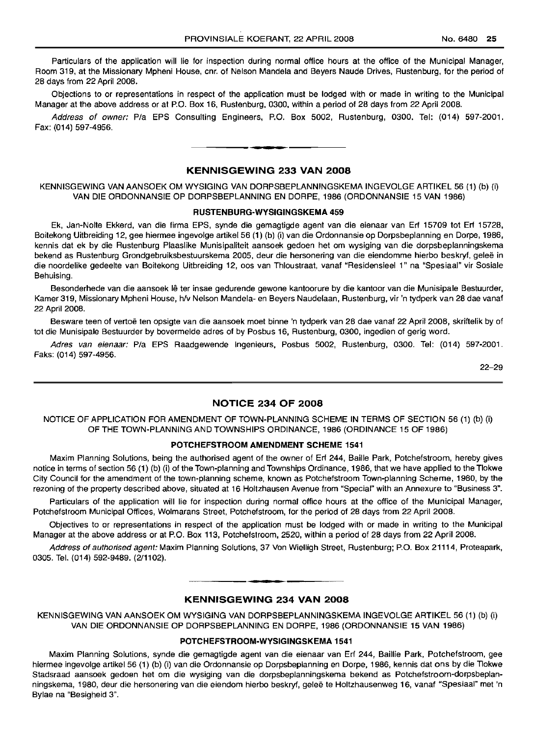Particulars of the application will lie for inspection during normal office hours at the office of the Municipal Manager, Room 319, at the Missionary Mpheni House, cnr. of Nelson Mandela and Beyers Naude Drives, Rustenburg, for the period of 28 days from 22 April 2008.

Objections to or representations in respect of the application must be lodged with or made in writing to the Municipal Manager at the above address or at P.O. Box 16, Rustenburg, 0300, within a period of 28 days from 22 April 2008.

*Address of owner:* P/a EPS Consulting Engineers, P.O. Box 5002, Rustenburg, 0300. Tel: (014) 597-2001. Fax: (014) 597-4956.

## KENNISGEWING 233 VAN 2008

KENNISGEWING VAN AANSOEK OM WYSIGING VAN DORPSBEPLANNINGSKEMA INGEVOLGE ARTIKEL 56 (1) (b) (i) VAN DIE ORDONNANSIE OP DORPSBEPLANNING EN DORPE, 1986 (ORDONNANSIE 15 VAN 1986)

### RUSTENBURG-WYSIGINGSKEMA 459

Ek, Jan-Nolte Ekkerd, van die firma EPS, synde die gemagtigde agent van die eienaar van Erf 15709 tot Erf 15728, Boitekong Uitbreiding 12, gee hiermee ingevolge artikel 56 (1) (b) (i) van die Ordonnansie op Dorpsbeplanning en Dorpe, 1986, kennis dat ek by die Rustenburg Plaaslike Munisipaliteit aansoek gedoen het om wysiging van die dorpsbeplanningskema bekend as Rustenburg Grondgebruiksbestuurskema 2005, deur die hersonering van die eiendomme hierbo beskryf, geleë in die noordelike gedeelte van Boitekong Uitbreiding 12, oos van Thloustraat, vanaf "Residensieel 1" na "Spesiaal" vir Sosiale Behuising.

Besonderhede van die aansoek lê ter insae gedurende gewone kantoorure by die kantoor van die Munisipale Bestuurder, Kamer 319, Missionary Mpheni House, h/v Nelson Mandela- en Beyers Naudelaan, Rustenburg, vir 'n tydperk van 28 dae vanaf 22 April 2008.

Besware teen of vertoë ten opsigte van die aansoek moet binne 'n tydperk van 28 dae vanaf 22 April 2008, skriftelik by of tot die Munisipale Bestuurder by bovermelde adres of by Posbus 16, Rustenburg, 0300, ingedien of gerig word.

*Adres van eienaar:* P/a EPS Raadgewende Ingenieurs, Posbus 5002, Rustenburg, 0300. Tel: (014) 597-2001. Faks: (014) 597-4956.

22–29

## NOTICE 234 OF 2008

NOTICE OF APPLICATION FOR AMENDMENT OF TOWN-PLANNING SCHEME IN TERMS OF SECTION 56 (1) (b) (i) OF THE TOWN-PLANNING AND TOWNSHIPS ORDINANCE, 1986 (ORDINANCE 15 OF 1986)

### POTCHEFSTROOM AMENDMENT SCHEME 1541

Maxim Planning Solutions, being the authorised agent of the owner of Erf 244, Baille Park, Potchefstroom, hereby gives notice in terms of section 56 (1) (b) (i) of the Town-planning and Townships Ordinance, 1986, that we have applied to the Tlokwe City Council for the amendment of the town-planning scheme, known as Potchefstroom Town-planning Scheme, 1980, by the rezoning of the property described above, situated at 16 Holtzhausen Avenue from "Special" with an Annexure to "Business 3".

Particulars of the application will lie for inspection during normal office hours at the office of the Municipal Manager, Potchefstroom Municipal Offices, Wolmarans Street, Potchefstroom, for the period of 28 days from 22 April 2008.

Objectives to or representations in respect of the application must be lodged with or made in writing to the Municipal Manager at the above address or at P.O. Box 113, Potchefstroom, 2520, within a period of 28 days from 22 April 2008.

*Address of authorised agent:* Maxim Planning Solutions, 37 Von Wielligh Street, Rustenburg; P.O. Box 21114, Proteapark, 0305. Tel. (014) 592-9489. (2/1102).

## KENNISGEWING 234 VAN 2008

KENNISGEWING VAN AANSOEK OM WYSIGING VAN DORPSBEPLANNINGSKEMA INGEVOLGE ARTIKEL 56 (1) (b) (i) VAN DIE ORDONNANSIE OP DORPSBEPLANNING EN DORPE, 1986 (ORDONNANSIE 15 VAN 1986)

### POTCHEFSTROOM-WYSIGINGSKEMA 1541

Maxim Planning Solutions, synde die gemagtigde agent van die eienaar van Erf 244, Baillie Park, Potchefstroom, gee hiermee ingevolge artikel 56 (1) (b) (i) van die Ordonnansie op Dorpsbeplanning en Dorpe, 1986, kennis dat ons by die Tlokwe Stadsraad aansoek gedoen het om die wysiging van die dorpsbeplanningskema bekend as Potchefstroom-dorpsbeplanningskema, 1980, deur die hersonering van die eiendom hierbo beskryf, geleë te Holtzhausenweg 16, vanaf "Spesiaal" met 'n Bylae na "Besigheid 3".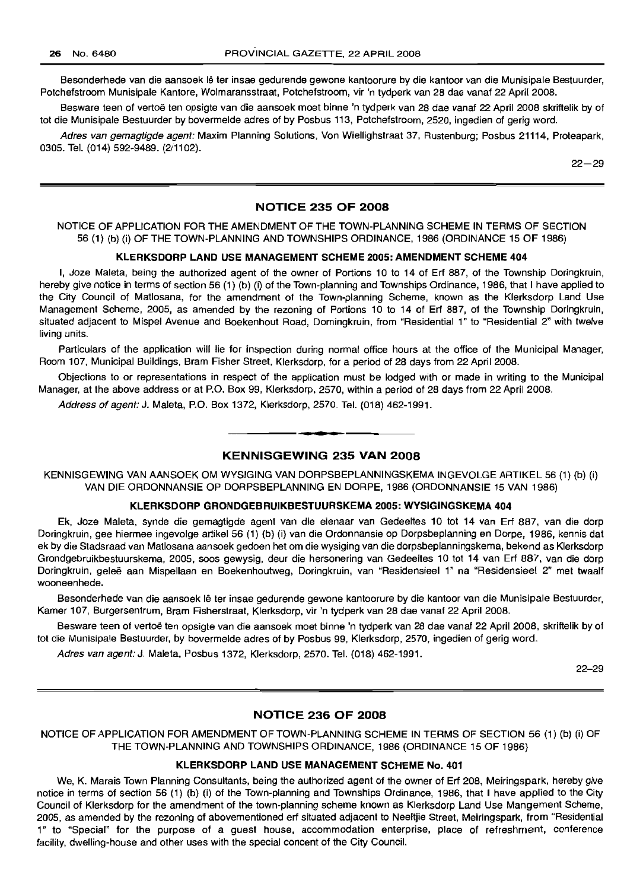Besonderhede van die aansoek lê ter insae gedurende gewone kantoorure by die kantoor van die Munisipale Bestuurder, Potchefstroom Munisipale Kantore, Wolmaransstraat, Potchefstroom, vir 'n tydperk van 28 dae vanaf 22 April 2008.

Besware teen of vertoë ten opsigte van die aansoek moet binne 'n tydperk van 28 dae vanaf 22 April 2008 skriftelik by of tot die Munisipale Bestuurder by bovermelde adres of by Posbus 113, Potchefstroom, 2520, ingedien of gerig word.

*Adres van gemagtigde agent:* Maxim Planning Solutions, Von Wiellighstraat 37, Rustenburg; Posbus 21114, Proteapark, 0305. Tel. (014) 592-9489. (2/1102).

22—29

## NOTICE 235 OF 2008

NOTICE OF APPLICATION FOR THE AMENDMENT OF THE TOWN-PLANNING SCHEME IN TERMS OF SECTION 56 (1) (b) (i) OF THE TOWN-PLANNING AND TOWNSHIPS ORDINANCE, 1986 (ORDINANCE 15 OF 1986)

### KLERKSDORP LAND USE MANAGEMENT SCHEME 2005: AMENDMENT SCHEME 404

I, Joze Maleta, being the authorized agent of the owner of Portions 10 to 14 of Erf 887, of the Township Doringkruin, hereby give notice in terms of section 56 (1) (b) (i) of the Town-planning and Townships Ordinance, 1986, that I have applied to the City Council of Matlosana, for the amendment of the Town-planning Scheme, known as the Klerksdorp Land Use Management Scheme, 2005, as amended by the rezoning of Portions 10 to 14 of Erf 887, of the Township Doringkruin, situated adjacent to Mispel Avenue and Boekenhout Road, Dorningkruin, from "Residential 1" to "Residential 2" with twelve living units.

Particulars of the application will lie for inspection during normal office hours at the office of the Municipal Manager, Room 107, Municipal Buildings, Bram Fisher Street, Klerksdorp, for a period of 28 days from 22 April 2008.

Objections to or representations in respect of the application must be lodged with or made in writing to the Municipal Manager, at the above address or at P.O. Box 99, Klerksdorp, 2570, within a period of 28 days from 22 April 2008.

*Address of agent:* J. Maleta, P.O. Box 1372, Klerksdorp, 2570. Tel. (018) 462-1991.

## KENNISGEWING 235 VAN 2008

KENNISGEWING VAN AANSOEK OM WYSIGING VAN DORPSBEPLANNINGSKEMA INGEVOLGE ARTIKEL 56 (1) (b) (i) VAN DIE ORDONNANSIE OP DORPSBEPLANNING EN DORPE, 1986 (ORDONNANSIE 15 VAN 1986)

### KLERKSDORP GRONDGEBRUIKBESTUURSKEMA 2005: WYSIGINGSKEMA 404

Ek, Joze Maleta, synde die gemagtigde agent van die eienaar van Gedeeltes 10 tot 14 van Erf 887, van die dorp Doringkruin, gee hiermee ingevolge artikel 56 (1) (b) (i) van die Ordonnansie op Dorpsbeplanning en Dorpe, 1986, kennis dat ek by die Stadsraad van Matlosana aansoek gedoen het om die wysiging van die dorpsbeplanningskema, bekend as Klerksdorp Grondgebruikbestuurskema, 2005, soos gewysig, deur die hersonering van Gedeeltes 10 tot 14 van Erf 887, van die dorp Doringkruin, geleë aan Mispellaan en Boekenhoutweg, Doringkruin, van "Residensieel 1" na "Residensieel 2" met twaalf wooneenhede.

Besonderhede van die aansoek lê ter insae gedurende gewone kantoorure by die kantoor van die Munisipale Bestuurder, Kamer 107, Burgersentrum, Bram Fisherstraat, Klerksdorp, vir 'n tydperk van 28 dae vanaf 22 April 2008.

Besware teen of vertoë ten opsigte van die aansoek moet binne 'n tydperk van 28 dae vanaf 22 April 2008, skriftelik by of tot die Munisipale Bestuurder, by bovermelde adres of by Posbus 99, Klerksdorp, 2570, ingedien of gerig word.

*Adres van agent:* J. Maleta, Posbus 1372, Klerksdorp, 2570. Tel. (018) 462-1991.

22–29

## NOTICE 236 OF 2008

NOTICE OF APPLICATION FOR AMENDMENT OF TOWN-PLANNING SCHEME IN TERMS OF SECTION 56 (1) (b) (i) OF THE TOWN-PLANNING AND TOWNSHIPS ORDINANCE, 1986 (ORDINANCE 15 OF 1986)

### KLERKSDORP LAND USE MANAGEMENT SCHEME No. 401

We, K. Marais Town Planning Consultants, being the authorized agent of the owner of Erf 208, Meiringspark, hereby give notice in terms of section 56 (1) (b) (i) of the Town-planning and Townships Ordinance, 1986, that I have applied to the City Council of Klerksdorp for the amendment of the town-planning scheme known as Klerksdorp Land Use Mangement Scheme, 2005, as amended by the rezoning of abovementioned erf situated adjacent to Neeltjie Street, Meiringspark, from "Residential 1" to "Special" for the purpose of a guest house, accommodation enterprise, place of refreshment, conference facility, dwelling-house and other uses with the special concent of the City Council.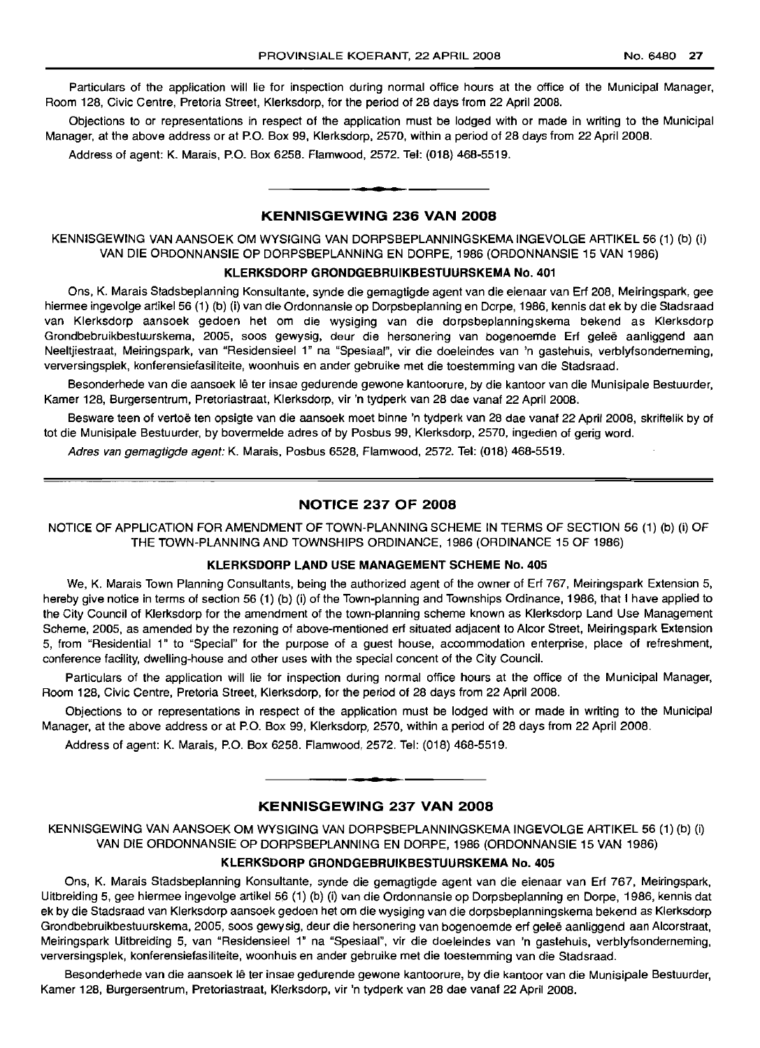Particulars of the application will lie for inspection during normal office hours at the office of the Municipal Manager, Room 128, Civic Centre, Pretoria Street, Klerksdorp, for the period of 28 days from 22 April 2008.

Objections to or representations in respect of the application must be lodged with or made in writing to the Municipal Manager, at the above address or at P.O. Box 99, Klerksdorp, 2570, within a period of 28 days from 22 April 2008.

Address of agent: K. Marais, P.O. Box 6258. Flamwood, 2572. Tel: (018) 468-5519.

---

## KENNISGEWING 236 VAN 2008

KENNISGEWING VAN AANSOEK OM WYSIGING VAN DORPSBEPLANNINGSKEMA INGEVOLGE ARTIKEL 56 (1) (b) (i) VAN DIE ORDONNANSIE OP DORPSBEPLANNING EN DORPE, 1986 (ORDONNANSIE 15 VAN 1986)

**KLERKSDORP GRONDGEBRUIKBESTUURSKEMA No. 401**

Ons, K. Marais Stadsbeplanning Konsultante, synde die gemagtigde agent van die eienaar van Erf 208, Meiringspark, gee hiermee ingevolge artikel 56 (1) (b) (i) van die Ordonnansie op Dorpsbeplanning en Dorpe, 1986, kennis dat ek by die Stadsraad van Klerksdorp aansoek gedoen het om die wysiging van die dorpsbeplanningskema bekend as Klerksdorp Grondbebruikbestuurskema, 2005, soos gewysig, deur die hersonering van bogenoemde Erf geleë aanliggend aan Neeltjiestraat, Meiringspark, van "Residensieel 1" na "Spesiaal", vir die doeleindes van 'n gastehuis, verblyfsonderneming, verversingsplek, konferensiefasiliteite, woonhuis en ander gebruike met die toestemming van die Stadsraad.

Besonderhede van die aansoek lê ter insae gedurende gewone kantoorure, by die kantoor van die Munisipale Bestuurder, Kamer 128, Burgersentrum, Pretoriastraat, Klerksdorp, vir 'n tydperk van 28 dae vanaf 22 April 2008.

Besware teen of vertoë ten opsigte van die aansoek moet binne 'n tydperk van 28 dae vanaf 22 April 2008, skriftelik by of tot die Munisipale Bestuurder, by bovermelde adres of by Posbus 99, Klerksdorp, 2570, ingedien of gerig word.

*Adres van gemagtigde agent:* K. Marais, Posbus 6528, Flamwood, 2572. Tel: (018) 468-5519.

---

## NOTICE 237 OF 2008

NOTICE OF APPLICATION FOR AMENDMENT OF TOWN-PLANNING SCHEME IN TERMS OF SECTION 56 (1) (b) (i) OF THE TOWN-PLANNING AND TOWNSHIPS ORDINANCE, 1986 (ORDINANCE 15 OF 1986)

**KLERKSDORP LAND USE MANAGEMENT SCHEME No. 405**

We, K. Marais Town Planning Consultants, being the authorized agent of the owner of Erf 767, Meiringspark Extension 5, hereby give notice in terms of section 56 (1) (b) (i) of the Town-planning and Townships Ordinance, 1986, that I have applied to the City Council of Klerksdorp for the amendment of the town-planning scheme known as Klerksdorp Land Use Management Scheme, 2005, as amended by the rezoning of above-mentioned erf situated adjacent to Alcor Street, Meiringspark Extension 5, from "Residential 1" to "Special" for the purpose of a guest house, accommodation enterprise, place of refreshment, conference facility, dwelling-house and other uses with the special concent of the City Council.

Particulars of the application will lie for inspection during normal office hours at the office of the Municipal Manager, Room 128, Civic Centre, Pretoria Street, Klerksdorp, for the period of 28 days from 22 April 2008.

Objections to or representations in respect of the application must be lodged with or made in writing to the Municipal Manager, at the above address or at P.O. Box 99, Klerksdorp, 2570, within a period of 28 days from 22 April 2008.

Address of agent: K. Marais, P.O. Box 6258. Flamwood, 2572. Tel: (018) 468-5519.

---

## KENNISGEWING 237 VAN 2008

KENNISGEWING VAN AANSOEK OM WYSIGING VAN DORPSBEPLANNINGSKEMA INGEVOLGE ARTIKEL 56 (1) (b) (i) VAN DIE ORDONNANSIE OP DORPSBEPLANNING EN DORPE, 1986 (ORDONNANSIE 15 VAN 1986)

**KLERKSDORP GRONDGEBRUIKBESTUURSKEMA No. 405**

Ons, K. Marais Stadsbeplanning Konsultante, synde die gemagtigde agent van die eienaar van Erf 767, Meiringspark, Uitbreiding 5, gee hiermee ingevolge artikel 56 (1) (b) (i) van die Ordonnansie op Dorpsbeplanning en Dorpe, 1986, kennis dat ek by die Stadsraad van Klerksdorp aansoek gedoen het om die wysiging van die dorpsbeplanningskema bekend as Klerksdorp Grondbebruikbestuurskema, 2005, soos gewysig, deur die hersonering van bogenoemde erf geleë aanliggend aan Alcorstraat, Meiringspark Uitbreiding 5, van "Residensieel 1" na "Spesiaal", vir die doeleindes van 'n gastehuis, verblyfsonderneming, verversingsplek, konferensiefasiliteite, woonhuis en ander gebruike met die toestemming van die Stadsraad.

Besonderhede van die aansoek lê ter insae gedurende gewone kantoorure, by die kantoor van die Munisipale Bestuurder, Kamer 128, Burgersentrum, Pretoriastraat, Klerksdorp, vir 'n tydperk van 28 dae vanaf 22 April 2008.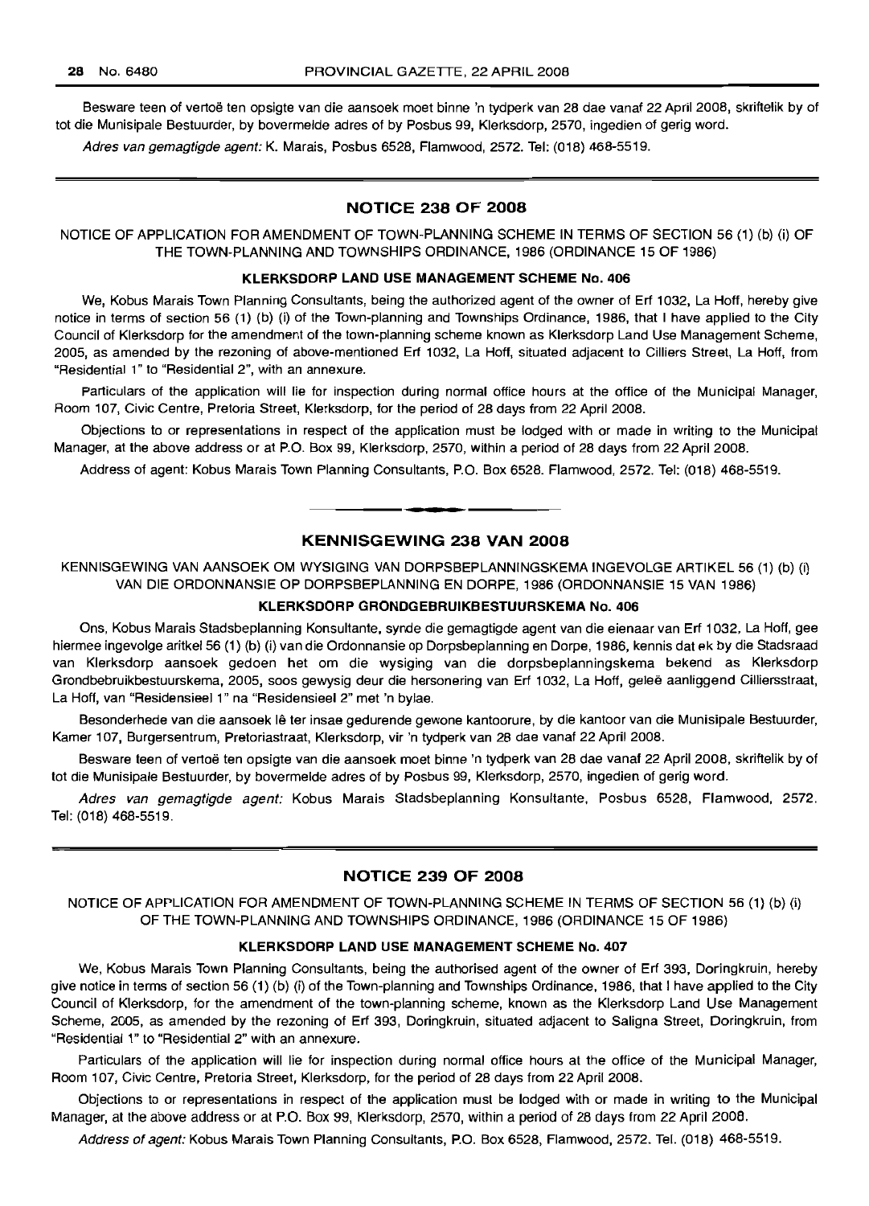Besware teen of vertoë ten opsigte van die aansoek moet binne 'n tydperk van 28 dae vanaf 22 April 2008, skriftelik by of tot die Munisipale Bestuurder, by bovermelde adres of by Posbus 99, Klerksdorp, 2570, ingedien of gerig word.

*Adres van gemagtigde agent:* K. Marais, Posbus 6528, Flamwood, 2572. Tel: (018) 468-5519.

---

## NOTICE 238 OF 2008

NOTICE OF APPLICATION FOR AMENDMENT OF TOWN-PLANNING SCHEME IN TERMS OF SECTION 56 (1) (b) (i) OF THE TOWN-PLANNING AND TOWNSHIPS ORDINANCE, 1986 (ORDINANCE 15 OF 1986)

### KLERKSDORP LAND USE MANAGEMENT SCHEME No. 406

We, Kobus Marais Town Planning Consultants, being the authorized agent of the owner of Erf 1032, La Hoff, hereby give notice in terms of section 56 (1) (b) (i) of the Town-planning and Townships Ordinance, 1986, that I have applied to the City Council of Klerksdorp for the amendment of the town-planning scheme known as Klerksdorp Land Use Management Scheme, 2005, as amended by the rezoning of above-mentioned Erf 1032, La Hoff, situated adjacent to Cilliers Street, La Hoff, from "Residential 1" to "Residential 2", with an annexure.

Particulars of the application will lie for inspection during normal office hours at the office of the Municipal Manager, Room 107, Civic Centre, Pretoria Street, Klerksdorp, for the period of 28 days from 22 April 2008.

Objections to or representations in respect of the application must be lodged with or made in writing to the Municipal Manager, at the above address or at P.O. Box 99, Klerksdorp, 2570, within a period of 28 days from 22 April 2008.

Address of agent: Kobus Marais Town Planning Consultants, P.O. Box 6528, Flamwood, 2572. Tel: (018) 468-5519.

---

## KENNISGEWING 238 VAN 2008

KENNISGEWING VAN AANSOEK OM WYSIGING VAN DORPSBEPLANNINGSKEMA INGEVOLGE ARTIKEL 56 (1) (b) (i) VAN DIE ORDONNANSIE OP DORPSBEPLANNING EN DORPE, 1986 (ORDONNANSIE 15 VAN 1986)

### KLERKSDORP GRONDGEBRUIKBESTUURSKEMA No. 406

Ons, Kobus Marais Stadsbeplanning Konsultante, synde die gemagtigde agent van die eienaar van Erf 1032, La Hoff, gee hiermee ingevolge aritkel 56 (1) (b) (i) van die Ordonnansie op Dorpsbeplanning en Dorpe, 1986, kennis dat ek by die Stadsraad van Klerksdorp aansoek gedoen het om die wysiging van die dorpsbeplanningskema bekend as Klerksdorp Grondbebruikbestuurskema, 2005, soos gewysig deur die hersonering van Erf 1032, La Hoff, geleë aanliggend Cilliersstraat, La Hoff, van "Residensieel 1" na "Residensieel 2" met 'n bylae.

Besonderhede van die aansoek lê ter insae gedurende gewone kantoorure, by die kantoor van die Munisipale Bestuurder, Kamer 107, Burgersentrum, Pretoriastraat, Klerksdorp, vir 'n tydperk van 28 dae vanaf 22 April 2008.

Besware teen of vertoë ten opsigte van die aansoek moet binne 'n tydperk van 28 dae vanaf 22 April 2008, skriftelik by of tot die Munisipale Bestuurder, by bovermelde adres of by Posbus 99, Klerksdorp, 2570, ingedien of gerig word.

*Adres van gemagtigde agent:* Kobus Marais Stadsbeplanning Konsultante, Posbus 6528, Flamwood, 2572. Tel: (018) 468-5519.

---

## NOTICE 239 OF 2008

NOTICE OF APPLICATION FOR AMENDMENT OF TOWN-PLANNING SCHEME IN TERMS OF SECTION 56 (1) (b) (i) OF THE TOWN-PLANNING AND TOWNSHIPS ORDINANCE, 1986 (ORDINANCE 15 OF 1986)

### KLERKSDORP LAND USE MANAGEMENT SCHEME No. 407

We, Kobus Marais Town Planning Consultants, being the authorised agent of the owner of Erf 393, Doringkruin, hereby give notice in terms of section 56 (1) (b) (i) of the Town-planning and Townships Ordinance, 1986, that I have applied to the City Council of Klerksdorp, for the amendment of the town-planning scheme, known as the Klerksdorp Land Use Management Scheme, 2005, as amended by the rezoning of Erf 393, Doringkruin, situated adjacent to Saligna Street, Doringkruin, from "Residential 1" to "Residential 2" with an annexure.

Particulars of the application will lie for inspection during normal office hours at the office of the Municipal Manager, Room 107, Civic Centre, Pretoria Street, Klerksdorp, for the period of 28 days from 22 April 2008.

Objections to or representations in respect of the application must be lodged with or made in writing to the Municipal Manager, at the above address or at P.O. Box 99, Klerksdorp, 2570, within a period of 28 days from 22 April 2008.

*Address of agent:* Kobus Marais Town Planning Consultants, P.O. Box 6528, Flamwood, 2572. Tel. (018) 468-5519.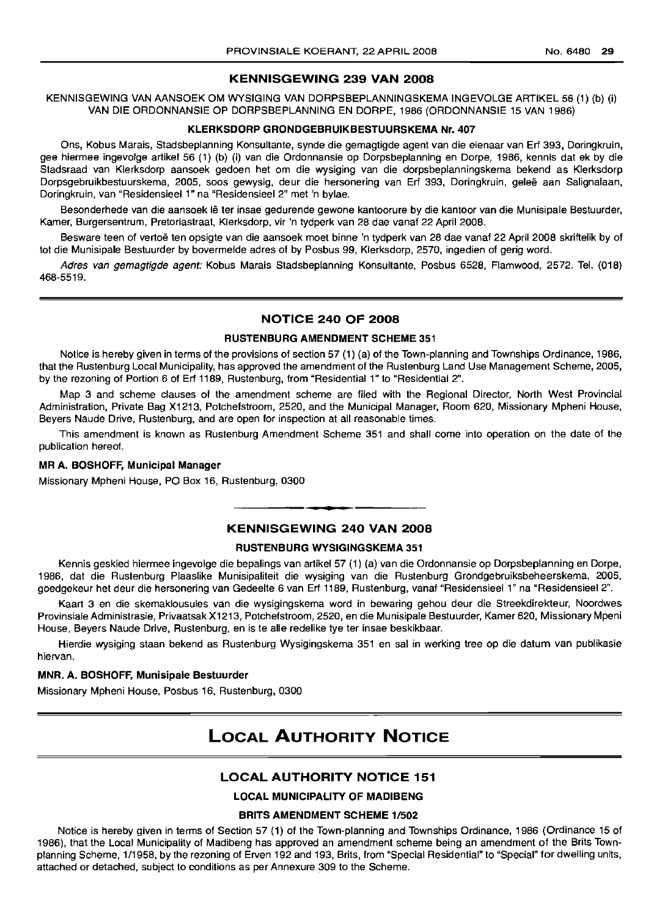## KENNISGEWING 239 VAN 2008

KENNISGEWING VAN AANSOEK OM WYSIGING VAN DORPSBEPLANNINGSKEMA INGEVOLGE ARTIKEL 56 (1) (b) (i) VAN DIE ORDONNANSIE OP DORPSBEPLANNING EN DORPE, 1986 (ORDONNANSIE 15 VAN 1986)

### KLERKSDORP GRONDGEBRUIKBESTUURSKEMA Nr. 407

Ons, Kobus Marais, Stadsbeplanning Konsultante, synde die gemagtigde agent van die eienaar van Erf 393, Doringkruin, gee hiermee ingevolge artikel 56 (1) (b) (i) van die Ordonnansie op Dorpsbeplanning en Dorpe, 1986, kennis dat ek by die Stadsraad van Klerksdorp aansoek gedoen het om die wysiging van die dorpsbeplanningskema bekend as Klerksdorp Dorpsgebruikbestuurskema, 2005, soos gewysig, deur die hersonering van Erf 393, Doringkruin, geleë aan Salignalaan, Doringkruin, van "Residensieel 1" na "Residensieel 2" met 'n bylae.

Besonderhede van die aansoek lê ter insae gedurende gewone kantoorure by die kantoor van die Munisipale Bestuurder, Kamer, Burgersentrum, Pretoriastraat, Klerksdorp, vir 'n tydperk van 28 dae vanaf 22 April 2008.

Besware teen of vertoë ten opsigte van die aansoek moet binne 'n tydperk van 28 dae vanaf 22 April 2008 skriftelik by of tot die Munisipale Bestuurder by bovermelde adres of by Posbus 99, Klerksdorp, 2570, ingedien of gerig word.

*Adres van gemagtigde agent:* Kobus Marais Stadsbeplanning Konsultante, Posbus 6528, Flamwood, 2572. Tel. (018) 468-5519.

---

## NOTICE 240 OF 2008

### RUSTENBURG AMENDMENT SCHEME 351

Notice is hereby given in terms of the provisions of section 57 (1) (a) of the Town-planning and Townships Ordinance, 1986, that the Rustenburg Local Municipality, has approved the amendment of the Rustenburg Land Use Management Scheme, 2005, by the rezoning of Portion 6 of Erf 1189, Rustenburg, from "Residential 1" to "Residential 2".

Map 3 and scheme clauses of the amendment scheme are filed with the Regional Director, North West Provincial Administration, Private Bag X1213, Potchefstroom, 2520, and the Municipal Manager, Room 620, Missionary Mpheni House, Beyers Naude Drive, Rustenburg, and are open for inspection at all reasonable times.

This amendment is known as Rustenburg Amendment Scheme 351 and shall come into operation on the date of the publication hereof.

**MR A. BOSHOFF, Municipal Manager**

Missionary Mpheni House, PO Box 16, Rustenburg, 0300

---

## KENNISGEWING 240 VAN 2008

### RUSTENBURG WYSIGINGSKEMA 351

Kennis geskied hiermee ingevolge die bepalings van artikel 57 (1) (a) van die Ordonnansie op Dorpsbeplanning en Dorpe, 1986, dat die Rustenburg Plaaslike Munisipaliteit die wysiging van die Rustenburg Grondgebruiksbeheerskema, 2005, goedgekeur het deur die hersonering van Gedeelte 6 van Erf 1189, Rustenburg, vanaf "Residensieel 1" na "Residensieel 2".

Kaart 3 en die skemaklousules van die wysigingskema word in bewaring gehou deur die Streekdirekteur, Noordwes Provinsiale Administrasie, Privaatsak X1213, Potchefstroom, 2520, en die Munisipale Bestuurder, Kamer 620, Missionary Mpeni House, Beyers Naude Drive, Rustenburg, en is te alle redelike tye ter insae beskikbaar.

Hierdie wysiging staan bekend as Rustenburg Wysigingskema 351 en sal in werking tree op die datum van publikasie hiervan.

**MNR. A. BOSHOFF, Munisipale Bestuurder**

Missionary Mpheni House, Posbus 16, Rustenburg, 0300

---

# LOCAL AUTHORITY NOTICE

## LOCAL AUTHORITY NOTICE 151

### LOCAL MUNICIPALITY OF MADIBENG

### BRITS AMENDMENT SCHEME 1/502

Notice is hereby given in terms of Section 57 (1) of the Town-planning and Townships Ordinance, 1986 (Ordinance 15 of 1986), that the Local Municipality of Madibeng has approved an amendment scheme being an amendment of the Brits Town-planning Scheme, 1/1958, by the rezoning of Erven 192 and 193, Brits, from "Special Residential" to "Special" for dwelling units, attached or detached, subject to conditions as per Annexure 309 to the Scheme.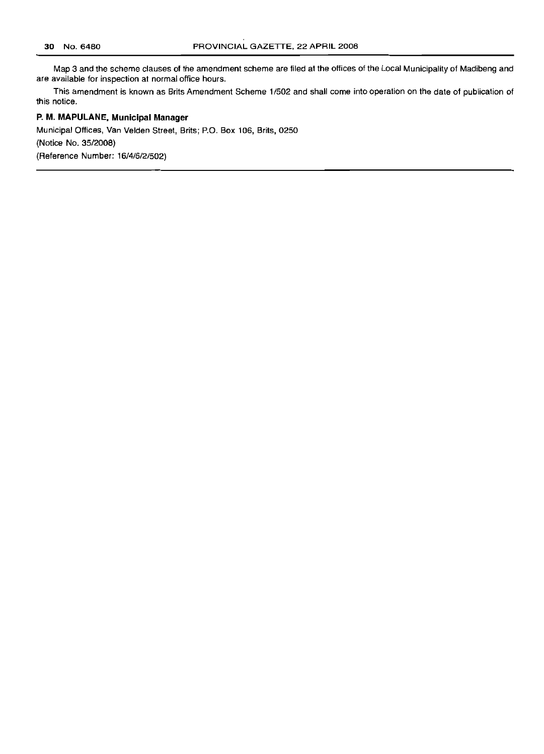Map 3 and the scheme clauses of the amendment scheme are filed at the offices of the Local Municipality of Madibeng and are available for inspection at normal office hours.

This amendment is known as Brits Amendment Scheme 1/502 and shall come into operation on the date of publication of this notice.

**P. M. MAPULANE, Municipal Manager**

Municipal Offices, Van Velden Street, Brits; P.O. Box 106, Brits, 0250

(Notice No. 35/2008)

(Reference Number: 16/4/6/2/502)